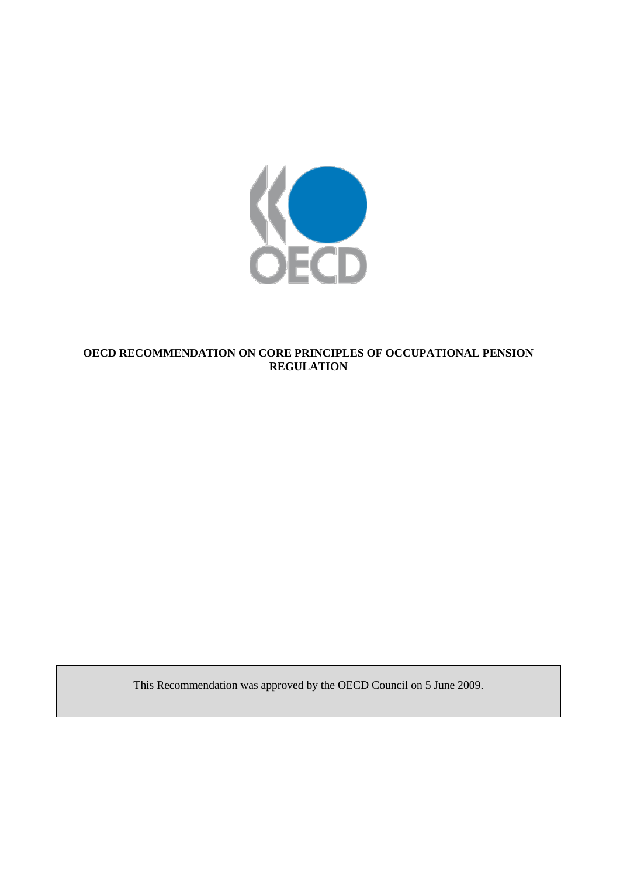**OECD RECOMMENDATION ON CORE PRINCIPLES OF OCCUPATIONAL PENSION REGULATION**

This Recommendation was approved by the OECD Council on 5 June 2009.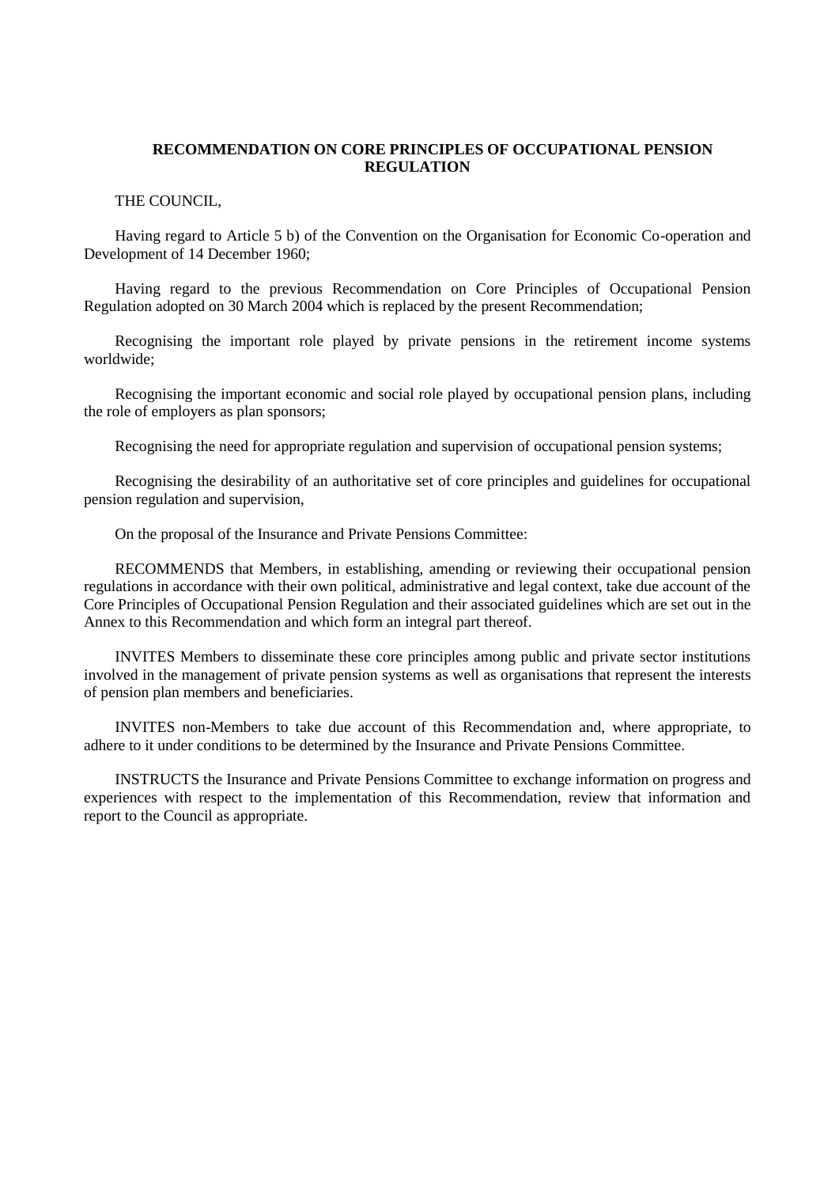## RECOMMENDATION ON CORE PRINCIPLES OF OCCUPATIONAL PENSION REGULATION

THE COUNCIL,

Having regard to Article 5 b) of the Convention on the Organisation for Economic Co-operation and Development of 14 December 1960;

Having regard to the previous Recommendation on Core Principles of Occupational Pension Regulation adopted on 30 March 2004 which is replaced by the present Recommendation;

Recognising the important role played by private pensions in the retirement income systems worldwide;

Recognising the important economic and social role played by occupational pension plans, including the role of employers as plan sponsors;

Recognising the need for appropriate regulation and supervision of occupational pension systems;

Recognising the desirability of an authoritative set of core principles and guidelines for occupational pension regulation and supervision,

On the proposal of the Insurance and Private Pensions Committee:

RECOMMENDS that Members, in establishing, amending or reviewing their occupational pension regulations in accordance with their own political, administrative and legal context, take due account of the Core Principles of Occupational Pension Regulation and their associated guidelines which are set out in the Annex to this Recommendation and which form an integral part thereof.

INVITES Members to disseminate these core principles among public and private sector institutions involved in the management of private pension systems as well as organisations that represent the interests of pension plan members and beneficiaries.

INVITES non-Members to take due account of this Recommendation and, where appropriate, to adhere to it under conditions to be determined by the Insurance and Private Pensions Committee.

INSTRUCTS the Insurance and Private Pensions Committee to exchange information on progress and experiences with respect to the implementation of this Recommendation, review that information and report to the Council as appropriate.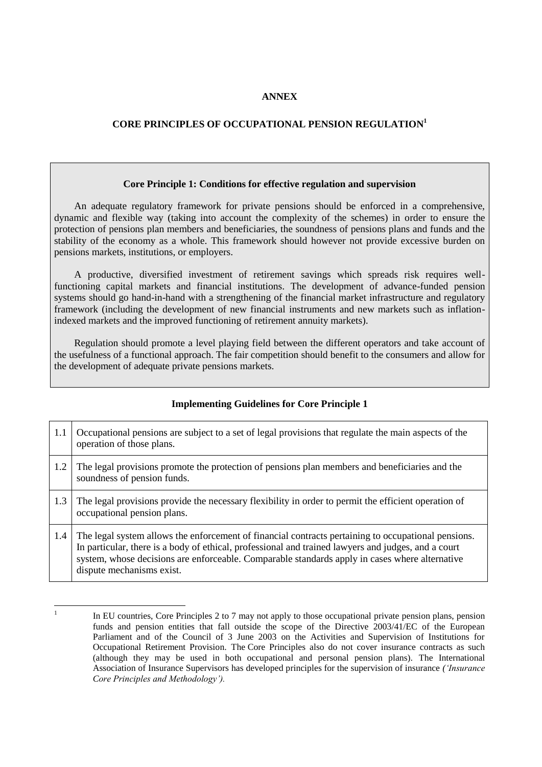**ANNEX**

# CORE PRINCIPLES OF OCCUPATIONAL PENSION REGULATION[1]

**Core Principle 1: Conditions for effective regulation and supervision**

An adequate regulatory framework for private pensions should be enforced in a comprehensive, dynamic and flexible way (taking into account the complexity of the schemes) in order to ensure the protection of pensions plan members and beneficiaries, the soundness of pensions plans and funds and the stability of the economy as a whole. This framework should however not provide excessive burden on pensions markets, institutions, or employers.

A productive, diversified investment of retirement savings which spreads risk requires well-functioning capital markets and financial institutions. The development of advance-funded pension systems should go hand-in-hand with a strengthening of the financial market infrastructure and regulatory framework (including the development of new financial instruments and new markets such as inflation-indexed markets and the improved functioning of retirement annuity markets).

Regulation should promote a level playing field between the different operators and take account of the usefulness of a functional approach. The fair competition should benefit to the consumers and allow for the development of adequate private pensions markets.

**Implementing Guidelines for Core Principle 1**

| | |
|---|---|
| 1.1 | Occupational pensions are subject to a set of legal provisions that regulate the main aspects of the operation of those plans. |
| 1.2 | The legal provisions promote the protection of pensions plan members and beneficiaries and the soundness of pension funds. |
| 1.3 | The legal provisions provide the necessary flexibility in order to permit the efficient operation of occupational pension plans. |
| 1.4 | The legal system allows the enforcement of financial contracts pertaining to occupational pensions. In particular, there is a body of ethical, professional and trained lawyers and judges, and a court system, whose decisions are enforceable. Comparable standards apply in cases where alternative dispute mechanisms exist. |

[1] In EU countries, Core Principles 2 to 7 may not apply to those occupational private pension plans, pension funds and pension entities that fall outside the scope of the Directive 2003/41/EC of the European Parliament and of the Council of 3 June 2003 on the Activities and Supervision of Institutions for Occupational Retirement Provision. The Core Principles also do not cover insurance contracts as such (although they may be used in both occupational and personal pension plans). The International Association of Insurance Supervisors has developed principles for the supervision of insurance *('Insurance Core Principles and Methodology').*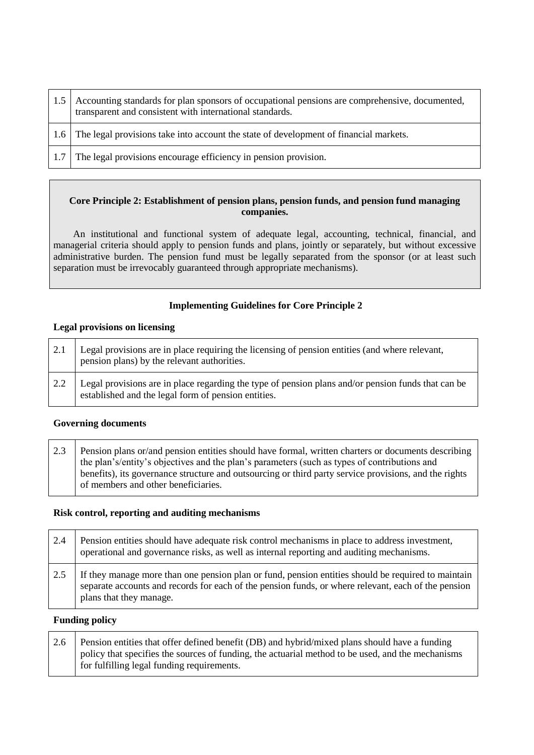| | |
|---|---|
| 1.5 | Accounting standards for plan sponsors of occupational pensions are comprehensive, documented, transparent and consistent with international standards. |
| 1.6 | The legal provisions take into account the state of development of financial markets. |
| 1.7 | The legal provisions encourage efficiency in pension provision. |

**Core Principle 2: Establishment of pension plans, pension funds, and pension fund managing companies.**

An institutional and functional system of adequate legal, accounting, technical, financial, and managerial criteria should apply to pension funds and plans, jointly or separately, but without excessive administrative burden. The pension fund must be legally separated from the sponsor (or at least such separation must be irrevocably guaranteed through appropriate mechanisms).

**Implementing Guidelines for Core Principle 2**

**Legal provisions on licensing**

| | |
|---|---|
| 2.1 | Legal provisions are in place requiring the licensing of pension entities (and where relevant, pension plans) by the relevant authorities. |
| 2.2 | Legal provisions are in place regarding the type of pension plans and/or pension funds that can be established and the legal form of pension entities. |

**Governing documents**

| | |
|---|---|
| 2.3 | Pension plans or/and pension entities should have formal, written charters or documents describing the plan's/entity's objectives and the plan's parameters (such as types of contributions and benefits), its governance structure and outsourcing or third party service provisions, and the rights of members and other beneficiaries. |

**Risk control, reporting and auditing mechanisms**

| | |
|---|---|
| 2.4 | Pension entities should have adequate risk control mechanisms in place to address investment, operational and governance risks, as well as internal reporting and auditing mechanisms. |
| 2.5 | If they manage more than one pension plan or fund, pension entities should be required to maintain separate accounts and records for each of the pension funds, or where relevant, each of the pension plans that they manage. |

**Funding policy**

| | |
|---|---|
| 2.6 | Pension entities that offer defined benefit (DB) and hybrid/mixed plans should have a funding policy that specifies the sources of funding, the actuarial method to be used, and the mechanisms for fulfilling legal funding requirements. |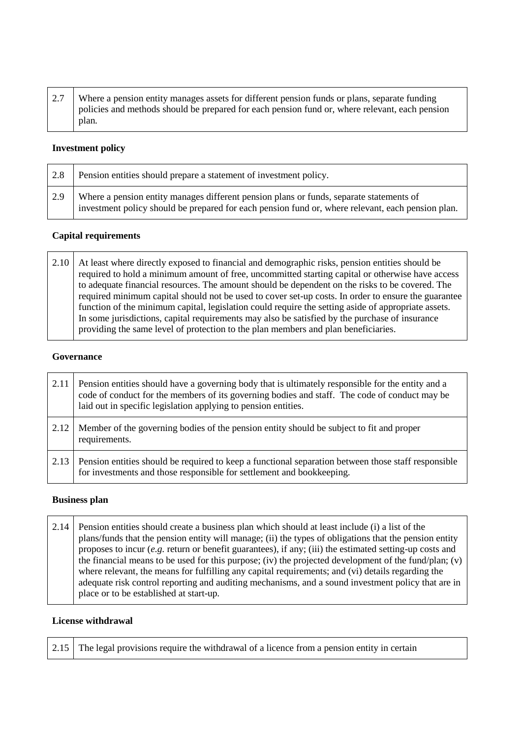| | |
|---|---|
| 2.7 | Where a pension entity manages assets for different pension funds or plans, separate funding policies and methods should be prepared for each pension fund or, where relevant, each pension plan. |

**Investment policy**

| | |
|---|---|
| 2.8 | Pension entities should prepare a statement of investment policy. |
| 2.9 | Where a pension entity manages different pension plans or funds, separate statements of investment policy should be prepared for each pension fund or, where relevant, each pension plan. |

**Capital requirements**

| | |
|---|---|
| 2.10 | At least where directly exposed to financial and demographic risks, pension entities should be required to hold a minimum amount of free, uncommitted starting capital or otherwise have access to adequate financial resources. The amount should be dependent on the risks to be covered. The required minimum capital should not be used to cover set-up costs. In order to ensure the guarantee function of the minimum capital, legislation could require the setting aside of appropriate assets. In some jurisdictions, capital requirements may also be satisfied by the purchase of insurance providing the same level of protection to the plan members and plan beneficiaries. |

**Governance**

| | |
|---|---|
| 2.11 | Pension entities should have a governing body that is ultimately responsible for the entity and a code of conduct for the members of its governing bodies and staff. The code of conduct may be laid out in specific legislation applying to pension entities. |
| 2.12 | Member of the governing bodies of the pension entity should be subject to fit and proper requirements. |
| 2.13 | Pension entities should be required to keep a functional separation between those staff responsible for investments and those responsible for settlement and bookkeeping. |

**Business plan**

| | |
|---|---|
| 2.14 | Pension entities should create a business plan which should at least include (i) a list of the plans/funds that the pension entity will manage; (ii) the types of obligations that the pension entity proposes to incur (*e.g.* return or benefit guarantees), if any; (iii) the estimated setting-up costs and the financial means to be used for this purpose; (iv) the projected development of the fund/plan; (v) where relevant, the means for fulfilling any capital requirements; and (vi) details regarding the adequate risk control reporting and auditing mechanisms, and a sound investment policy that are in place or to be established at start-up. |

**License withdrawal**

| | |
|---|---|
| 2.15 | The legal provisions require the withdrawal of a licence from a pension entity in certain |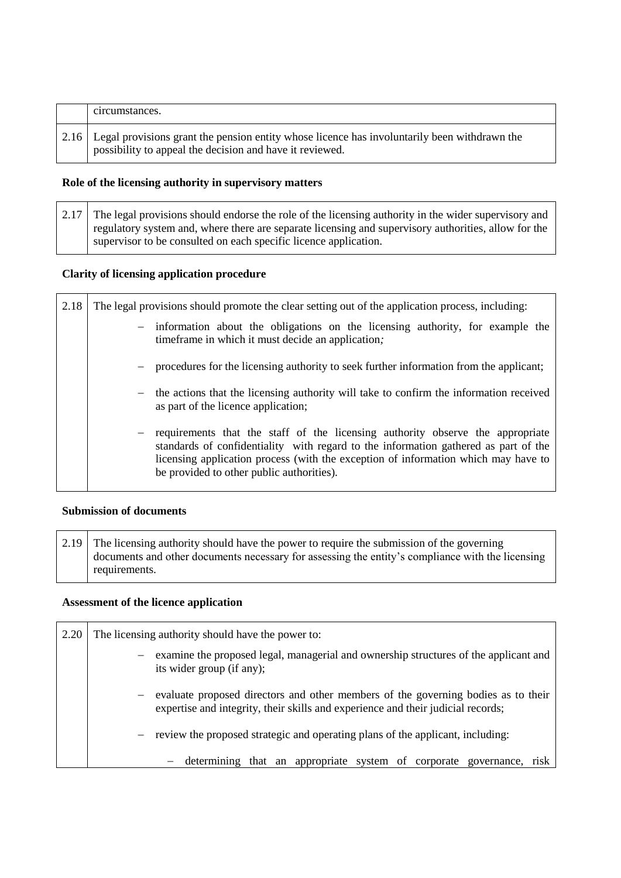| | |
|---|---|
| | circumstances. |
| 2.16 | Legal provisions grant the pension entity whose licence has involuntarily been withdrawn the possibility to appeal the decision and have it reviewed. |

**Role of the licensing authority in supervisory matters**

| | |
|---|---|
| 2.17 | The legal provisions should endorse the role of the licensing authority in the wider supervisory and regulatory system and, where there are separate licensing and supervisory authorities, allow for the supervisor to be consulted on each specific licence application. |

**Clarity of licensing application procedure**

| | |
|---|---|
| 2.18 | The legal provisions should promote the clear setting out of the application process, including:<br>– information about the obligations on the licensing authority, for example the timeframe in which it must decide an application;<br>– procedures for the licensing authority to seek further information from the applicant;<br>– the actions that the licensing authority will take to confirm the information received as part of the licence application;<br>– requirements that the staff of the licensing authority observe the appropriate standards of confidentiality with regard to the information gathered as part of the licensing application process (with the exception of information which may have to be provided to other public authorities). |

**Submission of documents**

| | |
|---|---|
| 2.19 | The licensing authority should have the power to require the submission of the governing documents and other documents necessary for assessing the entity's compliance with the licensing requirements. |

**Assessment of the licence application**

| | |
|---|---|
| 2.20 | The licensing authority should have the power to:<br>– examine the proposed legal, managerial and ownership structures of the applicant and its wider group (if any);<br>– evaluate proposed directors and other members of the governing bodies as to their expertise and integrity, their skills and experience and their judicial records;<br>– review the proposed strategic and operating plans of the applicant, including:<br>– determining that an appropriate system of corporate governance, risk |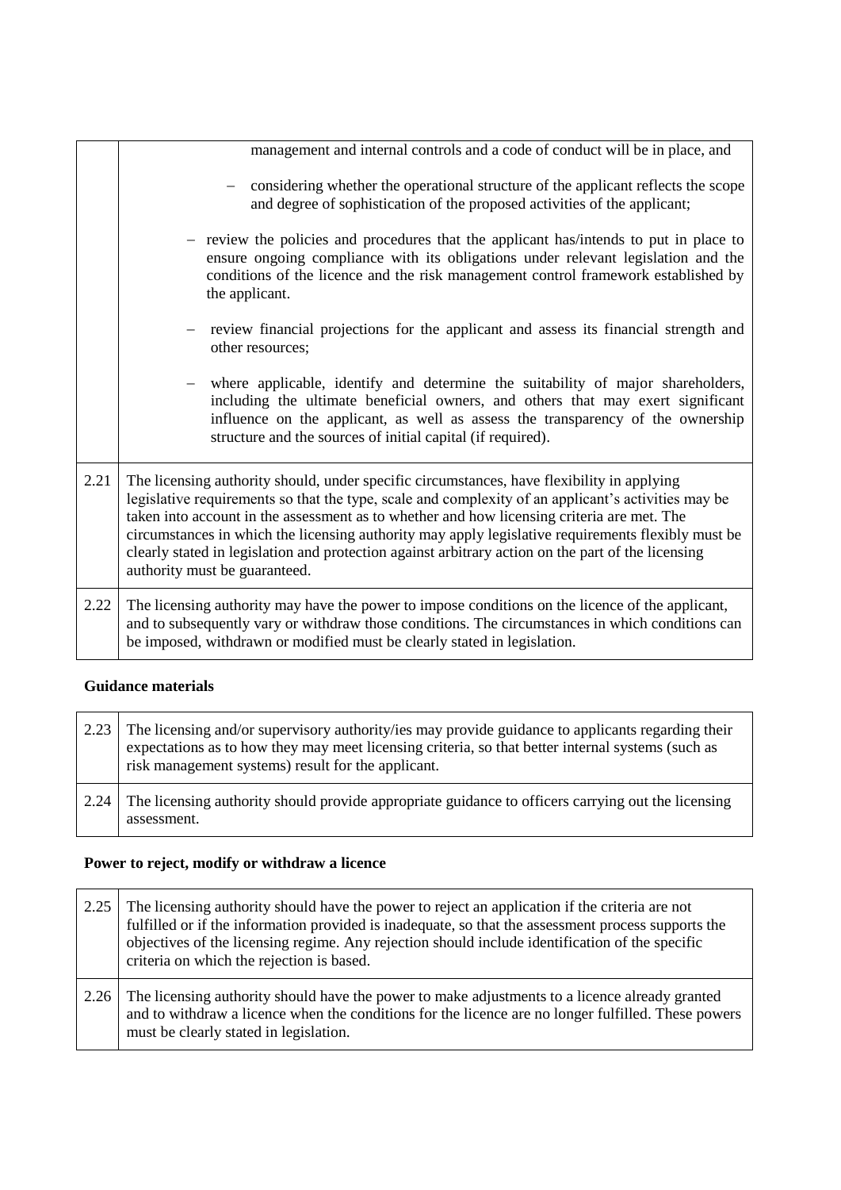| | |
|---|---|
| | management and internal controls and a code of conduct will be in place, and<br><br>– considering whether the operational structure of the applicant reflects the scope and degree of sophistication of the proposed activities of the applicant;<br><br>– review the policies and procedures that the applicant has/intends to put in place to ensure ongoing compliance with its obligations under relevant legislation and the conditions of the licence and the risk management control framework established by the applicant.<br><br>– review financial projections for the applicant and assess its financial strength and other resources;<br><br>– where applicable, identify and determine the suitability of major shareholders, including the ultimate beneficial owners, and others that may exert significant influence on the applicant, as well as assess the transparency of the ownership structure and the sources of initial capital (if required). |
| 2.21 | The licensing authority should, under specific circumstances, have flexibility in applying legislative requirements so that the type, scale and complexity of an applicant's activities may be taken into account in the assessment as to whether and how licensing criteria are met. The circumstances in which the licensing authority may apply legislative requirements flexibly must be clearly stated in legislation and protection against arbitrary action on the part of the licensing authority must be guaranteed. |
| 2.22 | The licensing authority may have the power to impose conditions on the licence of the applicant, and to subsequently vary or withdraw those conditions. The circumstances in which conditions can be imposed, withdrawn or modified must be clearly stated in legislation. |

**Guidance materials**

| | |
|---|---|
| 2.23 | The licensing and/or supervisory authority/ies may provide guidance to applicants regarding their expectations as to how they may meet licensing criteria, so that better internal systems (such as risk management systems) result for the applicant. |
| 2.24 | The licensing authority should provide appropriate guidance to officers carrying out the licensing assessment. |

**Power to reject, modify or withdraw a licence**

| | |
|---|---|
| 2.25 | The licensing authority should have the power to reject an application if the criteria are not fulfilled or if the information provided is inadequate, so that the assessment process supports the objectives of the licensing regime. Any rejection should include identification of the specific criteria on which the rejection is based. |
| 2.26 | The licensing authority should have the power to make adjustments to a licence already granted and to withdraw a licence when the conditions for the licence are no longer fulfilled. These powers must be clearly stated in legislation. |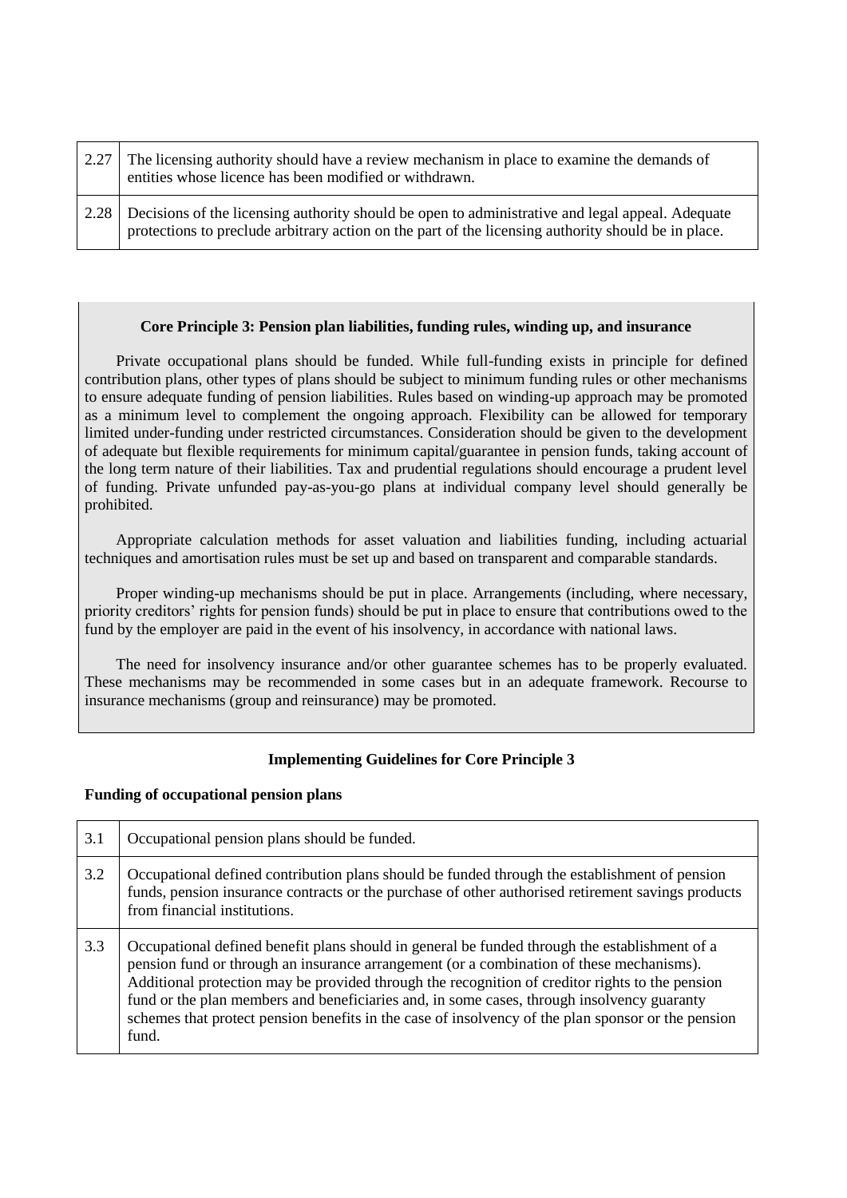| | |
|---|---|
| 2.27 | The licensing authority should have a review mechanism in place to examine the demands of entities whose licence has been modified or withdrawn. |
| 2.28 | Decisions of the licensing authority should be open to administrative and legal appeal. Adequate protections to preclude arbitrary action on the part of the licensing authority should be in place. |

**Core Principle 3: Pension plan liabilities, funding rules, winding up, and insurance**

Private occupational plans should be funded. While full-funding exists in principle for defined contribution plans, other types of plans should be subject to minimum funding rules or other mechanisms to ensure adequate funding of pension liabilities. Rules based on winding-up approach may be promoted as a minimum level to complement the ongoing approach. Flexibility can be allowed for temporary limited under-funding under restricted circumstances. Consideration should be given to the development of adequate but flexible requirements for minimum capital/guarantee in pension funds, taking account of the long term nature of their liabilities. Tax and prudential regulations should encourage a prudent level of funding. Private unfunded pay-as-you-go plans at individual company level should generally be prohibited.

Appropriate calculation methods for asset valuation and liabilities funding, including actuarial techniques and amortisation rules must be set up and based on transparent and comparable standards.

Proper winding-up mechanisms should be put in place. Arrangements (including, where necessary, priority creditors' rights for pension funds) should be put in place to ensure that contributions owed to the fund by the employer are paid in the event of his insolvency, in accordance with national laws.

The need for insolvency insurance and/or other guarantee schemes has to be properly evaluated. These mechanisms may be recommended in some cases but in an adequate framework. Recourse to insurance mechanisms (group and reinsurance) may be promoted.

**Implementing Guidelines for Core Principle 3**

**Funding of occupational pension plans**

| | |
|---|---|
| 3.1 | Occupational pension plans should be funded. |
| 3.2 | Occupational defined contribution plans should be funded through the establishment of pension funds, pension insurance contracts or the purchase of other authorised retirement savings products from financial institutions. |
| 3.3 | Occupational defined benefit plans should in general be funded through the establishment of a pension fund or through an insurance arrangement (or a combination of these mechanisms). Additional protection may be provided through the recognition of creditor rights to the pension fund or the plan members and beneficiaries and, in some cases, through insolvency guaranty schemes that protect pension benefits in the case of insolvency of the plan sponsor or the pension fund. |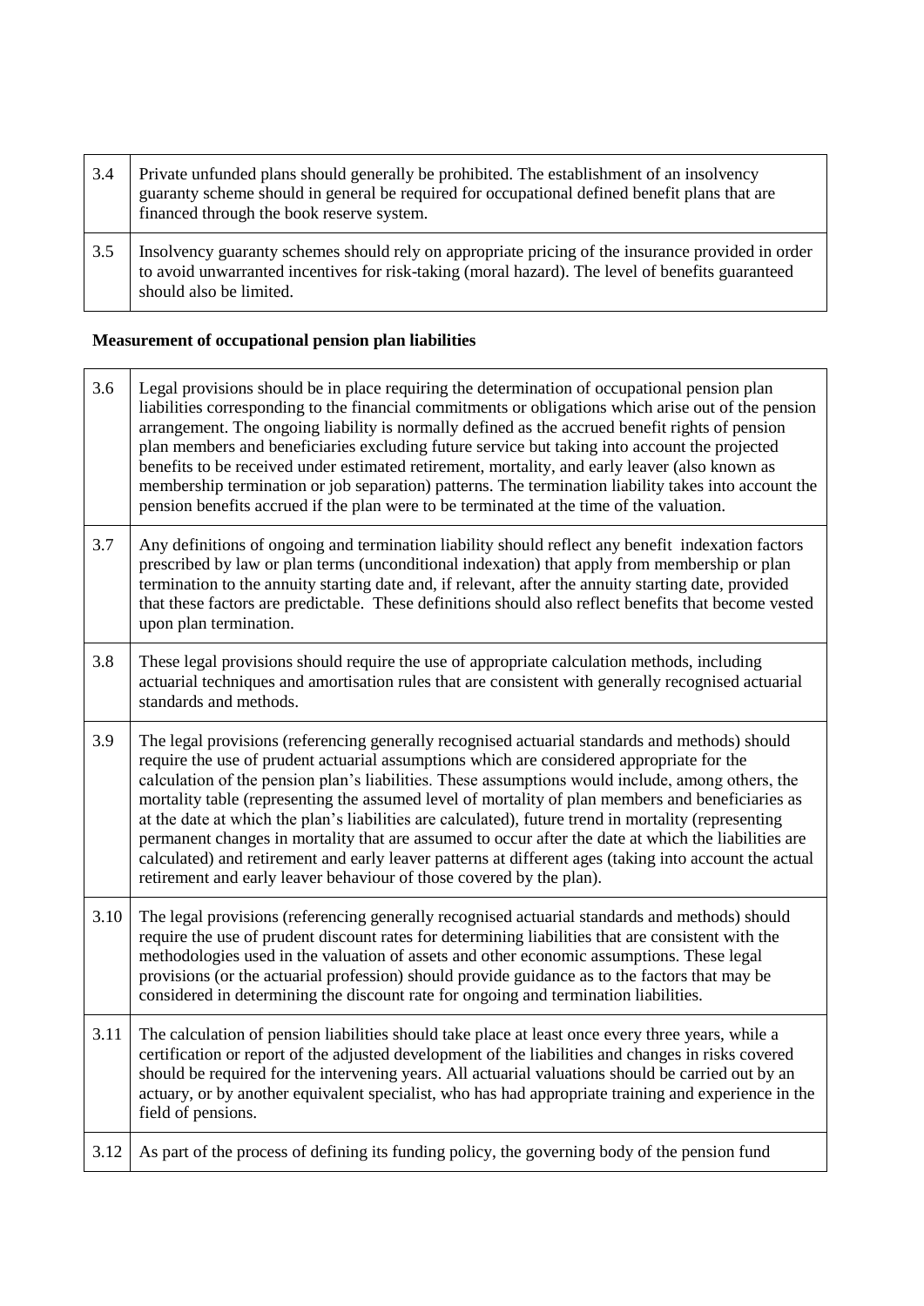| | |
|---|---|
| 3.4 | Private unfunded plans should generally be prohibited. The establishment of an insolvency guaranty scheme should in general be required for occupational defined benefit plans that are financed through the book reserve system. |
| 3.5 | Insolvency guaranty schemes should rely on appropriate pricing of the insurance provided in order to avoid unwarranted incentives for risk-taking (moral hazard). The level of benefits guaranteed should also be limited. |

**Measurement of occupational pension plan liabilities**

| | |
|---|---|
| 3.6 | Legal provisions should be in place requiring the determination of occupational pension plan liabilities corresponding to the financial commitments or obligations which arise out of the pension arrangement. The ongoing liability is normally defined as the accrued benefit rights of pension plan members and beneficiaries excluding future service but taking into account the projected benefits to be received under estimated retirement, mortality, and early leaver (also known as membership termination or job separation) patterns. The termination liability takes into account the pension benefits accrued if the plan were to be terminated at the time of the valuation. |
| 3.7 | Any definitions of ongoing and termination liability should reflect any benefit indexation factors prescribed by law or plan terms (unconditional indexation) that apply from membership or plan termination to the annuity starting date and, if relevant, after the annuity starting date, provided that these factors are predictable. These definitions should also reflect benefits that become vested upon plan termination. |
| 3.8 | These legal provisions should require the use of appropriate calculation methods, including actuarial techniques and amortisation rules that are consistent with generally recognised actuarial standards and methods. |
| 3.9 | The legal provisions (referencing generally recognised actuarial standards and methods) should require the use of prudent actuarial assumptions which are considered appropriate for the calculation of the pension plan's liabilities. These assumptions would include, among others, the mortality table (representing the assumed level of mortality of plan members and beneficiaries as at the date at which the plan's liabilities are calculated), future trend in mortality (representing permanent changes in mortality that are assumed to occur after the date at which the liabilities are calculated) and retirement and early leaver patterns at different ages (taking into account the actual retirement and early leaver behaviour of those covered by the plan). |
| 3.10 | The legal provisions (referencing generally recognised actuarial standards and methods) should require the use of prudent discount rates for determining liabilities that are consistent with the methodologies used in the valuation of assets and other economic assumptions. These legal provisions (or the actuarial profession) should provide guidance as to the factors that may be considered in determining the discount rate for ongoing and termination liabilities. |
| 3.11 | The calculation of pension liabilities should take place at least once every three years, while a certification or report of the adjusted development of the liabilities and changes in risks covered should be required for the intervening years. All actuarial valuations should be carried out by an actuary, or by another equivalent specialist, who has had appropriate training and experience in the field of pensions. |
| 3.12 | As part of the process of defining its funding policy, the governing body of the pension fund |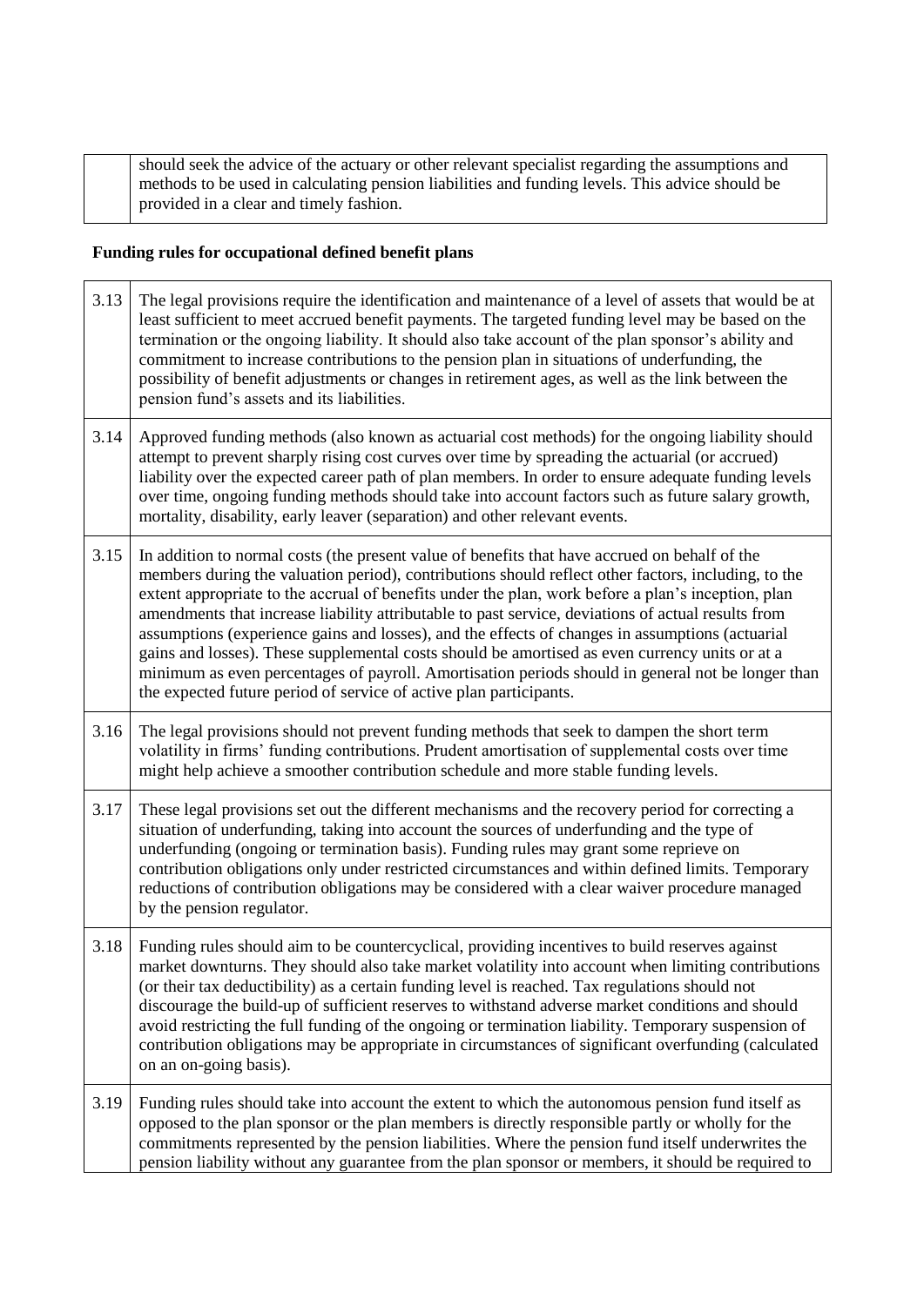| | |
|---|---|
| | should seek the advice of the actuary or other relevant specialist regarding the assumptions and methods to be used in calculating pension liabilities and funding levels. This advice should be provided in a clear and timely fashion. |

**Funding rules for occupational defined benefit plans**

| | |
|---|---|
| 3.13 | The legal provisions require the identification and maintenance of a level of assets that would be at least sufficient to meet accrued benefit payments. The targeted funding level may be based on the termination or the ongoing liability. It should also take account of the plan sponsor's ability and commitment to increase contributions to the pension plan in situations of underfunding, the possibility of benefit adjustments or changes in retirement ages, as well as the link between the pension fund's assets and its liabilities. |
| 3.14 | Approved funding methods (also known as actuarial cost methods) for the ongoing liability should attempt to prevent sharply rising cost curves over time by spreading the actuarial (or accrued) liability over the expected career path of plan members. In order to ensure adequate funding levels over time, ongoing funding methods should take into account factors such as future salary growth, mortality, disability, early leaver (separation) and other relevant events. |
| 3.15 | In addition to normal costs (the present value of benefits that have accrued on behalf of the members during the valuation period), contributions should reflect other factors, including, to the extent appropriate to the accrual of benefits under the plan, work before a plan's inception, plan amendments that increase liability attributable to past service, deviations of actual results from assumptions (experience gains and losses), and the effects of changes in assumptions (actuarial gains and losses). These supplemental costs should be amortised as even currency units or at a minimum as even percentages of payroll. Amortisation periods should in general not be longer than the expected future period of service of active plan participants. |
| 3.16 | The legal provisions should not prevent funding methods that seek to dampen the short term volatility in firms' funding contributions. Prudent amortisation of supplemental costs over time might help achieve a smoother contribution schedule and more stable funding levels. |
| 3.17 | These legal provisions set out the different mechanisms and the recovery period for correcting a situation of underfunding, taking into account the sources of underfunding and the type of underfunding (ongoing or termination basis). Funding rules may grant some reprieve on contribution obligations only under restricted circumstances and within defined limits. Temporary reductions of contribution obligations may be considered with a clear waiver procedure managed by the pension regulator. |
| 3.18 | Funding rules should aim to be countercyclical, providing incentives to build reserves against market downturns. They should also take market volatility into account when limiting contributions (or their tax deductibility) as a certain funding level is reached. Tax regulations should not discourage the build-up of sufficient reserves to withstand adverse market conditions and should avoid restricting the full funding of the ongoing or termination liability. Temporary suspension of contribution obligations may be appropriate in circumstances of significant overfunding (calculated on an on-going basis). |
| 3.19 | Funding rules should take into account the extent to which the autonomous pension fund itself as opposed to the plan sponsor or the plan members is directly responsible partly or wholly for the commitments represented by the pension liabilities. Where the pension fund itself underwrites the pension liability without any guarantee from the plan sponsor or members, it should be required to |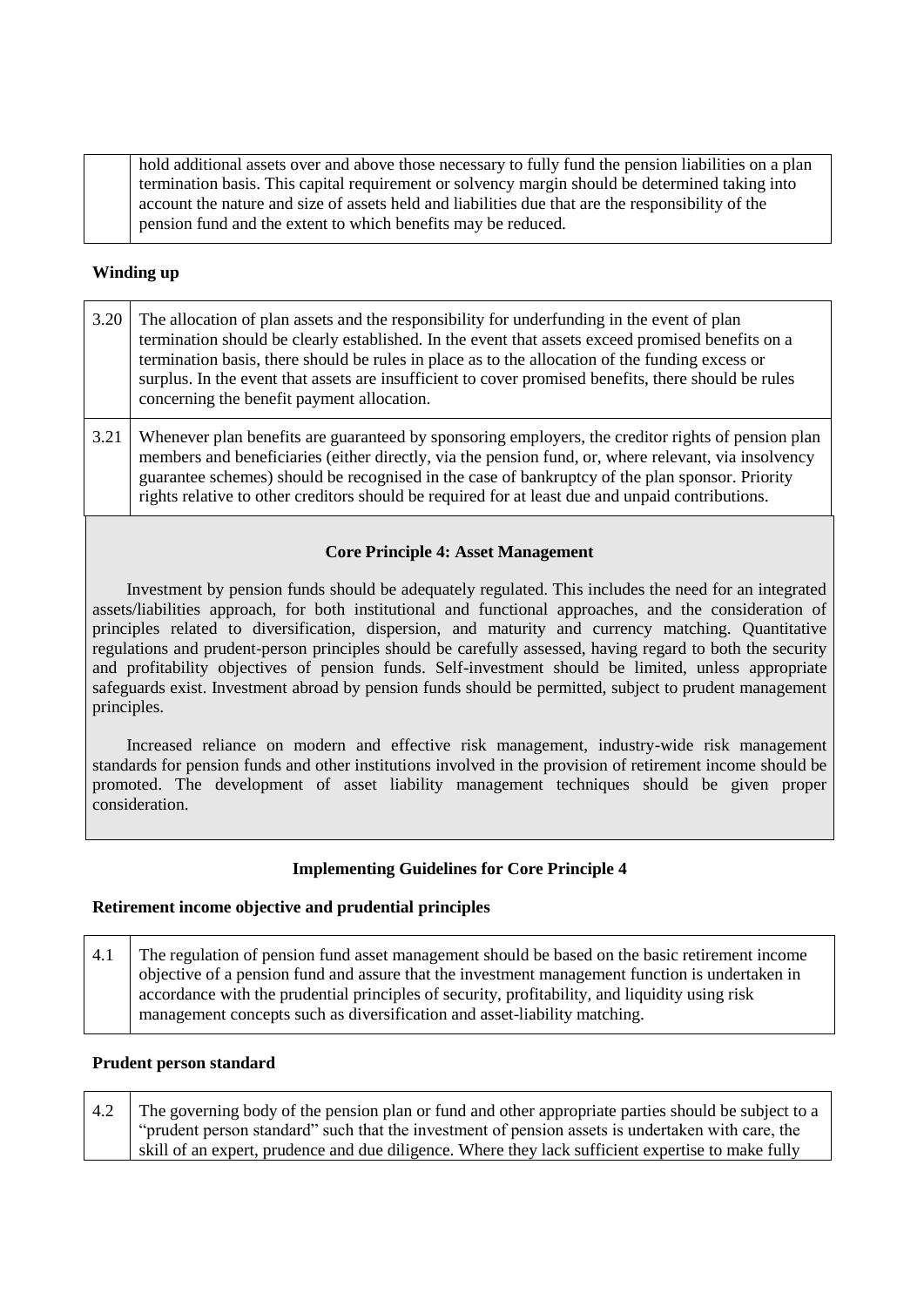| | |
|---|---|
| | hold additional assets over and above those necessary to fully fund the pension liabilities on a plan termination basis. This capital requirement or solvency margin should be determined taking into account the nature and size of assets held and liabilities due that are the responsibility of the pension fund and the extent to which benefits may be reduced. |

**Winding up**

| | |
|---|---|
| 3.20 | The allocation of plan assets and the responsibility for underfunding in the event of plan termination should be clearly established. In the event that assets exceed promised benefits on a termination basis, there should be rules in place as to the allocation of the funding excess or surplus. In the event that assets are insufficient to cover promised benefits, there should be rules concerning the benefit payment allocation. |
| 3.21 | Whenever plan benefits are guaranteed by sponsoring employers, the creditor rights of pension plan members and beneficiaries (either directly, via the pension fund, or, where relevant, via insolvency guarantee schemes) should be recognised in the case of bankruptcy of the plan sponsor. Priority rights relative to other creditors should be required for at least due and unpaid contributions. |

**Core Principle 4: Asset Management**

Investment by pension funds should be adequately regulated. This includes the need for an integrated assets/liabilities approach, for both institutional and functional approaches, and the consideration of principles related to diversification, dispersion, and maturity and currency matching. Quantitative regulations and prudent-person principles should be carefully assessed, having regard to both the security and profitability objectives of pension funds. Self-investment should be limited, unless appropriate safeguards exist. Investment abroad by pension funds should be permitted, subject to prudent management principles.

Increased reliance on modern and effective risk management, industry-wide risk management standards for pension funds and other institutions involved in the provision of retirement income should be promoted. The development of asset liability management techniques should be given proper consideration.

**Implementing Guidelines for Core Principle 4**

**Retirement income objective and prudential principles**

| | |
|---|---|
| 4.1 | The regulation of pension fund asset management should be based on the basic retirement income objective of a pension fund and assure that the investment management function is undertaken in accordance with the prudential principles of security, profitability, and liquidity using risk management concepts such as diversification and asset-liability matching. |

**Prudent person standard**

| | |
|---|---|
| 4.2 | The governing body of the pension plan or fund and other appropriate parties should be subject to a "prudent person standard" such that the investment of pension assets is undertaken with care, the skill of an expert, prudence and due diligence. Where they lack sufficient expertise to make fully |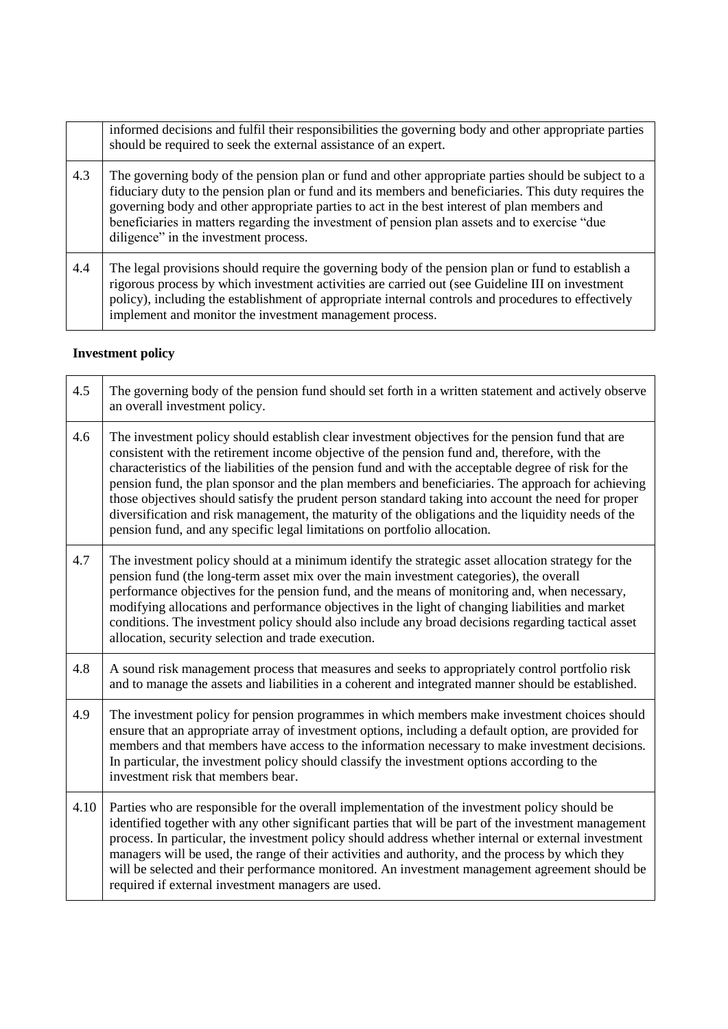| | |
|---|---|
| | informed decisions and fulfil their responsibilities the governing body and other appropriate parties should be required to seek the external assistance of an expert. |
| 4.3 | The governing body of the pension plan or fund and other appropriate parties should be subject to a fiduciary duty to the pension plan or fund and its members and beneficiaries. This duty requires the governing body and other appropriate parties to act in the best interest of plan members and beneficiaries in matters regarding the investment of pension plan assets and to exercise "due diligence" in the investment process. |
| 4.4 | The legal provisions should require the governing body of the pension plan or fund to establish a rigorous process by which investment activities are carried out (see Guideline III on investment policy), including the establishment of appropriate internal controls and procedures to effectively implement and monitor the investment management process. |

**Investment policy**

| | |
|---|---|
| 4.5 | The governing body of the pension fund should set forth in a written statement and actively observe an overall investment policy. |
| 4.6 | The investment policy should establish clear investment objectives for the pension fund that are consistent with the retirement income objective of the pension fund and, therefore, with the characteristics of the liabilities of the pension fund and with the acceptable degree of risk for the pension fund, the plan sponsor and the plan members and beneficiaries. The approach for achieving those objectives should satisfy the prudent person standard taking into account the need for proper diversification and risk management, the maturity of the obligations and the liquidity needs of the pension fund, and any specific legal limitations on portfolio allocation. |
| 4.7 | The investment policy should at a minimum identify the strategic asset allocation strategy for the pension fund (the long-term asset mix over the main investment categories), the overall performance objectives for the pension fund, and the means of monitoring and, when necessary, modifying allocations and performance objectives in the light of changing liabilities and market conditions. The investment policy should also include any broad decisions regarding tactical asset allocation, security selection and trade execution. |
| 4.8 | A sound risk management process that measures and seeks to appropriately control portfolio risk and to manage the assets and liabilities in a coherent and integrated manner should be established. |
| 4.9 | The investment policy for pension programmes in which members make investment choices should ensure that an appropriate array of investment options, including a default option, are provided for members and that members have access to the information necessary to make investment decisions. In particular, the investment policy should classify the investment options according to the investment risk that members bear. |
| 4.10 | Parties who are responsible for the overall implementation of the investment policy should be identified together with any other significant parties that will be part of the investment management process. In particular, the investment policy should address whether internal or external investment managers will be used, the range of their activities and authority, and the process by which they will be selected and their performance monitored. An investment management agreement should be required if external investment managers are used. |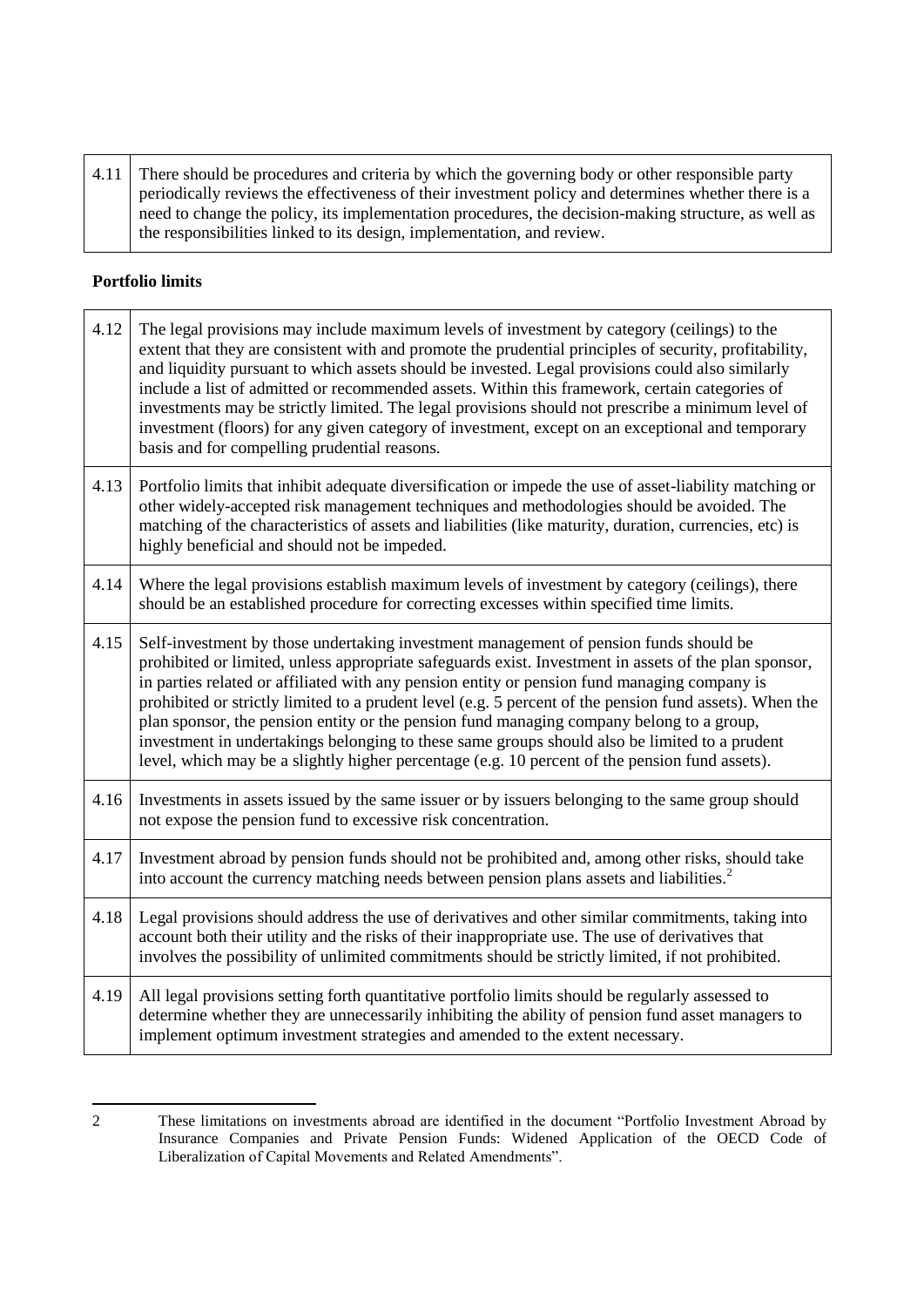| | |
|---|---|
| 4.11 | There should be procedures and criteria by which the governing body or other responsible party periodically reviews the effectiveness of their investment policy and determines whether there is a need to change the policy, its implementation procedures, the decision-making structure, as well as the responsibilities linked to its design, implementation, and review. |

**Portfolio limits**

| | |
|---|---|
| 4.12 | The legal provisions may include maximum levels of investment by category (ceilings) to the extent that they are consistent with and promote the prudential principles of security, profitability, and liquidity pursuant to which assets should be invested. Legal provisions could also similarly include a list of admitted or recommended assets. Within this framework, certain categories of investments may be strictly limited. The legal provisions should not prescribe a minimum level of investment (floors) for any given category of investment, except on an exceptional and temporary basis and for compelling prudential reasons. |
| 4.13 | Portfolio limits that inhibit adequate diversification or impede the use of asset-liability matching or other widely-accepted risk management techniques and methodologies should be avoided. The matching of the characteristics of assets and liabilities (like maturity, duration, currencies, etc) is highly beneficial and should not be impeded. |
| 4.14 | Where the legal provisions establish maximum levels of investment by category (ceilings), there should be an established procedure for correcting excesses within specified time limits. |
| 4.15 | Self-investment by those undertaking investment management of pension funds should be prohibited or limited, unless appropriate safeguards exist. Investment in assets of the plan sponsor, in parties related or affiliated with any pension entity or pension fund managing company is prohibited or strictly limited to a prudent level (e.g. 5 percent of the pension fund assets). When the plan sponsor, the pension entity or the pension fund managing company belong to a group, investment in undertakings belonging to these same groups should also be limited to a prudent level, which may be a slightly higher percentage (e.g. 10 percent of the pension fund assets). |
| 4.16 | Investments in assets issued by the same issuer or by issuers belonging to the same group should not expose the pension fund to excessive risk concentration. |
| 4.17 | Investment abroad by pension funds should not be prohibited and, among other risks, should take into account the currency matching needs between pension plans assets and liabilities.[2] |
| 4.18 | Legal provisions should address the use of derivatives and other similar commitments, taking into account both their utility and the risks of their inappropriate use. The use of derivatives that involves the possibility of unlimited commitments should be strictly limited, if not prohibited. |
| 4.19 | All legal provisions setting forth quantitative portfolio limits should be regularly assessed to determine whether they are unnecessarily inhibiting the ability of pension fund asset managers to implement optimum investment strategies and amended to the extent necessary. |

---

2 These limitations on investments abroad are identified in the document "Portfolio Investment Abroad by Insurance Companies and Private Pension Funds: Widened Application of the OECD Code of Liberalization of Capital Movements and Related Amendments".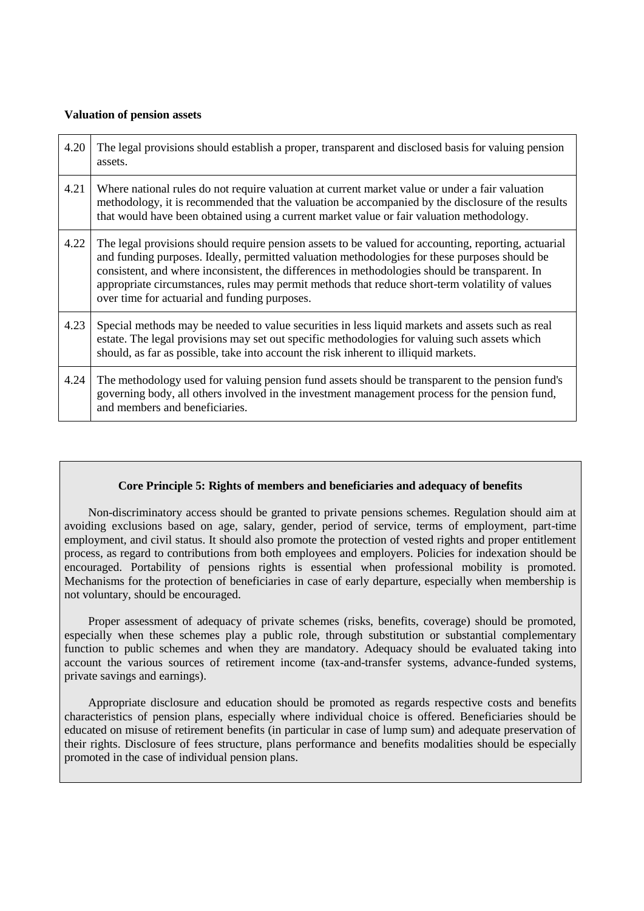**Valuation of pension assets**

| | |
|---|---|
| 4.20 | The legal provisions should establish a proper, transparent and disclosed basis for valuing pension assets. |
| 4.21 | Where national rules do not require valuation at current market value or under a fair valuation methodology, it is recommended that the valuation be accompanied by the disclosure of the results that would have been obtained using a current market value or fair valuation methodology. |
| 4.22 | The legal provisions should require pension assets to be valued for accounting, reporting, actuarial and funding purposes. Ideally, permitted valuation methodologies for these purposes should be consistent, and where inconsistent, the differences in methodologies should be transparent. In appropriate circumstances, rules may permit methods that reduce short-term volatility of values over time for actuarial and funding purposes. |
| 4.23 | Special methods may be needed to value securities in less liquid markets and assets such as real estate. The legal provisions may set out specific methodologies for valuing such assets which should, as far as possible, take into account the risk inherent to illiquid markets. |
| 4.24 | The methodology used for valuing pension fund assets should be transparent to the pension fund's governing body, all others involved in the investment management process for the pension fund, and members and beneficiaries. |

**Core Principle 5: Rights of members and beneficiaries and adequacy of benefits**

Non-discriminatory access should be granted to private pensions schemes. Regulation should aim at avoiding exclusions based on age, salary, gender, period of service, terms of employment, part-time employment, and civil status. It should also promote the protection of vested rights and proper entitlement process, as regard to contributions from both employees and employers. Policies for indexation should be encouraged. Portability of pensions rights is essential when professional mobility is promoted. Mechanisms for the protection of beneficiaries in case of early departure, especially when membership is not voluntary, should be encouraged.

Proper assessment of adequacy of private schemes (risks, benefits, coverage) should be promoted, especially when these schemes play a public role, through substitution or substantial complementary function to public schemes and when they are mandatory. Adequacy should be evaluated taking into account the various sources of retirement income (tax-and-transfer systems, advance-funded systems, private savings and earnings).

Appropriate disclosure and education should be promoted as regards respective costs and benefits characteristics of pension plans, especially where individual choice is offered. Beneficiaries should be educated on misuse of retirement benefits (in particular in case of lump sum) and adequate preservation of their rights. Disclosure of fees structure, plans performance and benefits modalities should be especially promoted in the case of individual pension plans.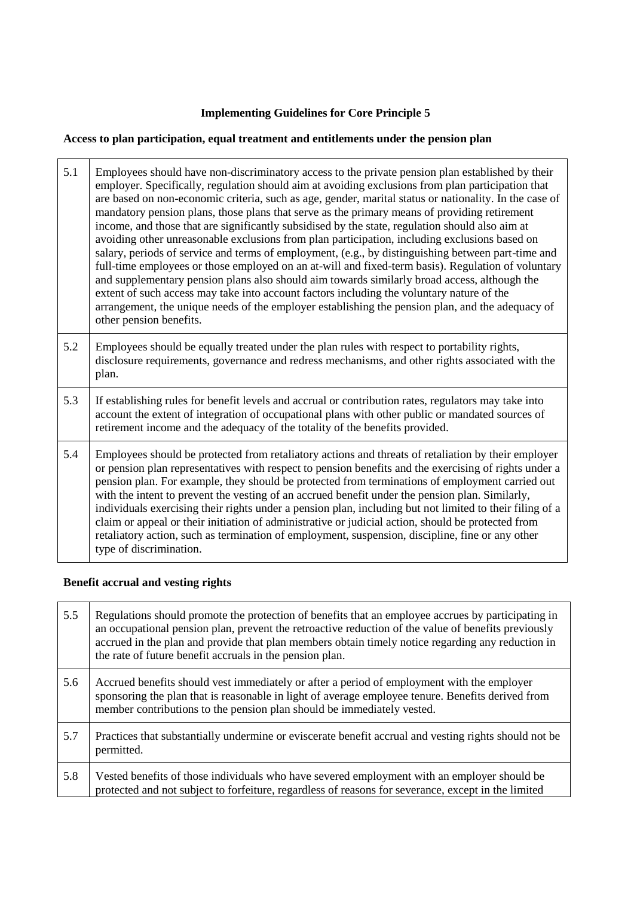**Implementing Guidelines for Core Principle 5**

**Access to plan participation, equal treatment and entitlements under the pension plan**

| | |
|---|---|
| 5.1 | Employees should have non-discriminatory access to the private pension plan established by their employer. Specifically, regulation should aim at avoiding exclusions from plan participation that are based on non-economic criteria, such as age, gender, marital status or nationality. In the case of mandatory pension plans, those plans that serve as the primary means of providing retirement income, and those that are significantly subsidised by the state, regulation should also aim at avoiding other unreasonable exclusions from plan participation, including exclusions based on salary, periods of service and terms of employment, (e.g., by distinguishing between part-time and full-time employees or those employed on an at-will and fixed-term basis). Regulation of voluntary and supplementary pension plans also should aim towards similarly broad access, although the extent of such access may take into account factors including the voluntary nature of the arrangement, the unique needs of the employer establishing the pension plan, and the adequacy of other pension benefits. |
| 5.2 | Employees should be equally treated under the plan rules with respect to portability rights, disclosure requirements, governance and redress mechanisms, and other rights associated with the plan. |
| 5.3 | If establishing rules for benefit levels and accrual or contribution rates, regulators may take into account the extent of integration of occupational plans with other public or mandated sources of retirement income and the adequacy of the totality of the benefits provided. |
| 5.4 | Employees should be protected from retaliatory actions and threats of retaliation by their employer or pension plan representatives with respect to pension benefits and the exercising of rights under a pension plan. For example, they should be protected from terminations of employment carried out with the intent to prevent the vesting of an accrued benefit under the pension plan. Similarly, individuals exercising their rights under a pension plan, including but not limited to their filing of a claim or appeal or their initiation of administrative or judicial action, should be protected from retaliatory action, such as termination of employment, suspension, discipline, fine or any other type of discrimination. |

**Benefit accrual and vesting rights**

| | |
|---|---|
| 5.5 | Regulations should promote the protection of benefits that an employee accrues by participating in an occupational pension plan, prevent the retroactive reduction of the value of benefits previously accrued in the plan and provide that plan members obtain timely notice regarding any reduction in the rate of future benefit accruals in the pension plan. |
| 5.6 | Accrued benefits should vest immediately or after a period of employment with the employer sponsoring the plan that is reasonable in light of average employee tenure. Benefits derived from member contributions to the pension plan should be immediately vested. |
| 5.7 | Practices that substantially undermine or eviscerate benefit accrual and vesting rights should not be permitted. |
| 5.8 | Vested benefits of those individuals who have severed employment with an employer should be protected and not subject to forfeiture, regardless of reasons for severance, except in the limited |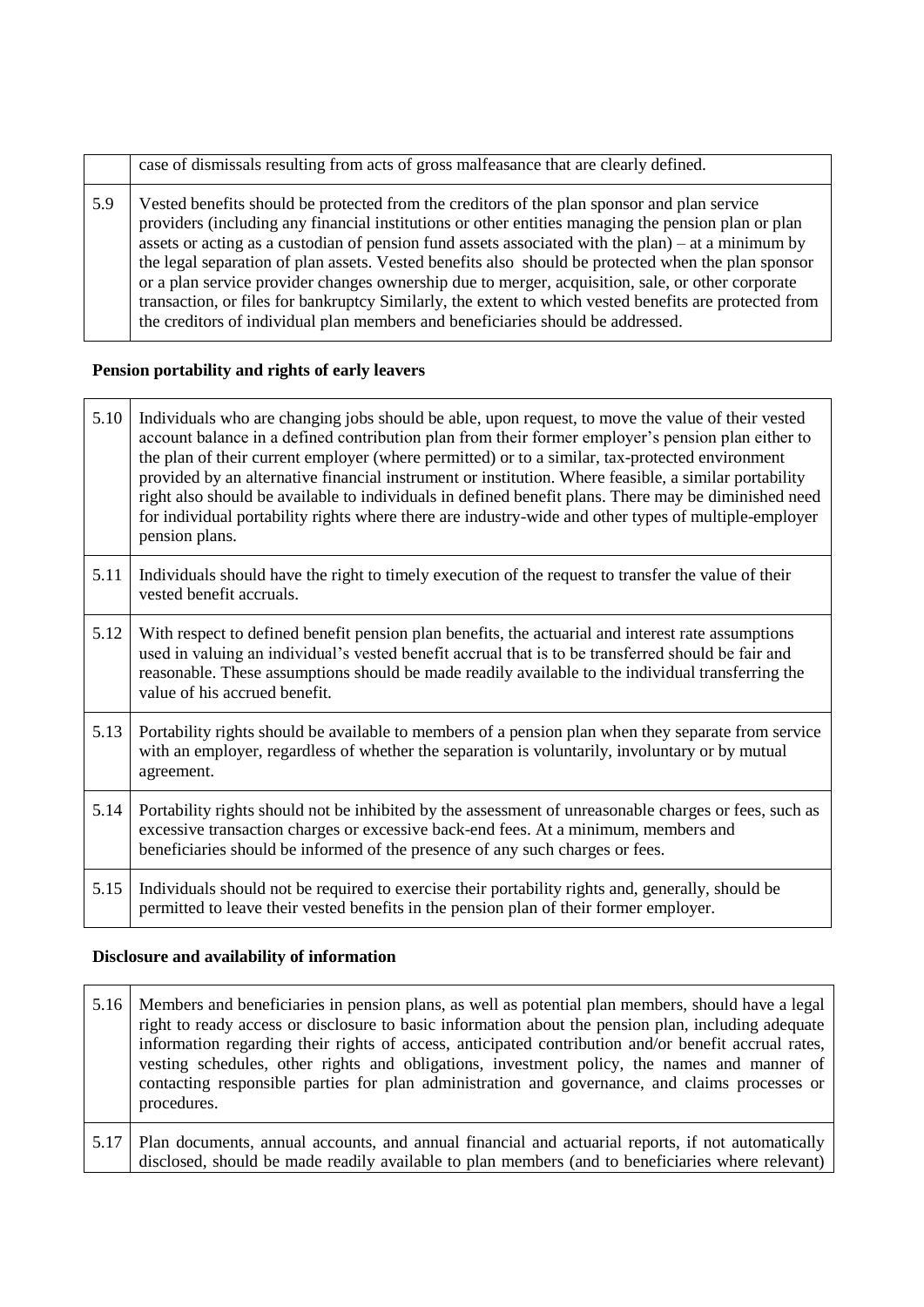| | |
|---|---|
| | case of dismissals resulting from acts of gross malfeasance that are clearly defined. |
| 5.9 | Vested benefits should be protected from the creditors of the plan sponsor and plan service providers (including any financial institutions or other entities managing the pension plan or plan assets or acting as a custodian of pension fund assets associated with the plan) – at a minimum by the legal separation of plan assets. Vested benefits also should be protected when the plan sponsor or a plan service provider changes ownership due to merger, acquisition, sale, or other corporate transaction, or files for bankruptcy Similarly, the extent to which vested benefits are protected from the creditors of individual plan members and beneficiaries should be addressed. |

**Pension portability and rights of early leavers**

| | |
|---|---|
| 5.10 | Individuals who are changing jobs should be able, upon request, to move the value of their vested account balance in a defined contribution plan from their former employer's pension plan either to the plan of their current employer (where permitted) or to a similar, tax-protected environment provided by an alternative financial instrument or institution. Where feasible, a similar portability right also should be available to individuals in defined benefit plans. There may be diminished need for individual portability rights where there are industry-wide and other types of multiple-employer pension plans. |
| 5.11 | Individuals should have the right to timely execution of the request to transfer the value of their vested benefit accruals. |
| 5.12 | With respect to defined benefit pension plan benefits, the actuarial and interest rate assumptions used in valuing an individual's vested benefit accrual that is to be transferred should be fair and reasonable. These assumptions should be made readily available to the individual transferring the value of his accrued benefit. |
| 5.13 | Portability rights should be available to members of a pension plan when they separate from service with an employer, regardless of whether the separation is voluntarily, involuntary or by mutual agreement. |
| 5.14 | Portability rights should not be inhibited by the assessment of unreasonable charges or fees, such as excessive transaction charges or excessive back-end fees. At a minimum, members and beneficiaries should be informed of the presence of any such charges or fees. |
| 5.15 | Individuals should not be required to exercise their portability rights and, generally, should be permitted to leave their vested benefits in the pension plan of their former employer. |

**Disclosure and availability of information**

| | |
|---|---|
| 5.16 | Members and beneficiaries in pension plans, as well as potential plan members, should have a legal right to ready access or disclosure to basic information about the pension plan, including adequate information regarding their rights of access, anticipated contribution and/or benefit accrual rates, vesting schedules, other rights and obligations, investment policy, the names and manner of contacting responsible parties for plan administration and governance, and claims processes or procedures. |
| 5.17 | Plan documents, annual accounts, and annual financial and actuarial reports, if not automatically disclosed, should be made readily available to plan members (and to beneficiaries where relevant) |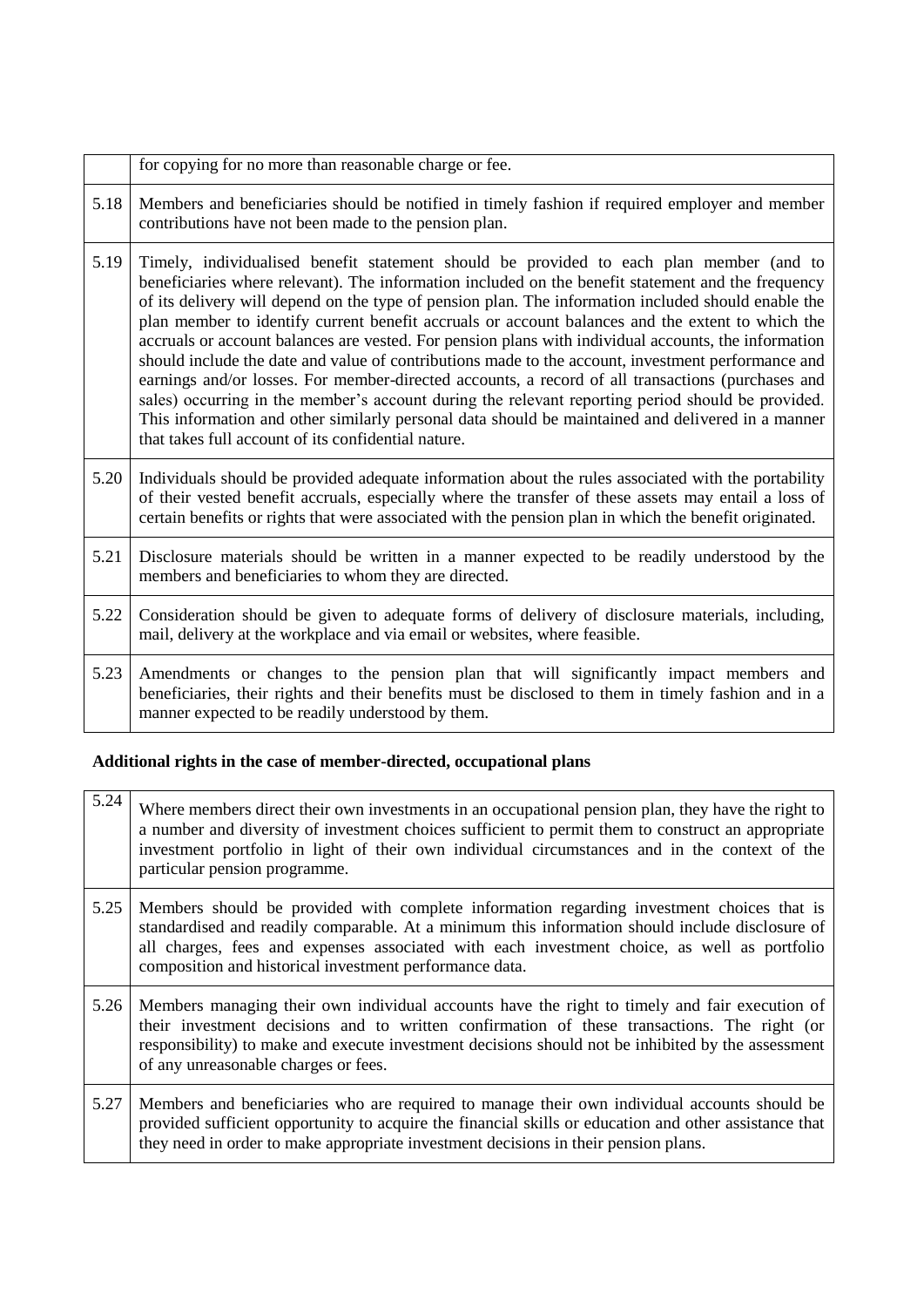| | |
|---|---|
| | for copying for no more than reasonable charge or fee. |
| 5.18 | Members and beneficiaries should be notified in timely fashion if required employer and member contributions have not been made to the pension plan. |
| 5.19 | Timely, individualised benefit statement should be provided to each plan member (and to beneficiaries where relevant). The information included on the benefit statement and the frequency of its delivery will depend on the type of pension plan. The information included should enable the plan member to identify current benefit accruals or account balances and the extent to which the accruals or account balances are vested. For pension plans with individual accounts, the information should include the date and value of contributions made to the account, investment performance and earnings and/or losses. For member-directed accounts, a record of all transactions (purchases and sales) occurring in the member's account during the relevant reporting period should be provided. This information and other similarly personal data should be maintained and delivered in a manner that takes full account of its confidential nature. |
| 5.20 | Individuals should be provided adequate information about the rules associated with the portability of their vested benefit accruals, especially where the transfer of these assets may entail a loss of certain benefits or rights that were associated with the pension plan in which the benefit originated. |
| 5.21 | Disclosure materials should be written in a manner expected to be readily understood by the members and beneficiaries to whom they are directed. |
| 5.22 | Consideration should be given to adequate forms of delivery of disclosure materials, including, mail, delivery at the workplace and via email or websites, where feasible. |
| 5.23 | Amendments or changes to the pension plan that will significantly impact members and beneficiaries, their rights and their benefits must be disclosed to them in timely fashion and in a manner expected to be readily understood by them. |

**Additional rights in the case of member-directed, occupational plans**

| | |
|---|---|
| 5.24 | Where members direct their own investments in an occupational pension plan, they have the right to a number and diversity of investment choices sufficient to permit them to construct an appropriate investment portfolio in light of their own individual circumstances and in the context of the particular pension programme. |
| 5.25 | Members should be provided with complete information regarding investment choices that is standardised and readily comparable. At a minimum this information should include disclosure of all charges, fees and expenses associated with each investment choice, as well as portfolio composition and historical investment performance data. |
| 5.26 | Members managing their own individual accounts have the right to timely and fair execution of their investment decisions and to written confirmation of these transactions. The right (or responsibility) to make and execute investment decisions should not be inhibited by the assessment of any unreasonable charges or fees. |
| 5.27 | Members and beneficiaries who are required to manage their own individual accounts should be provided sufficient opportunity to acquire the financial skills or education and other assistance that they need in order to make appropriate investment decisions in their pension plans. |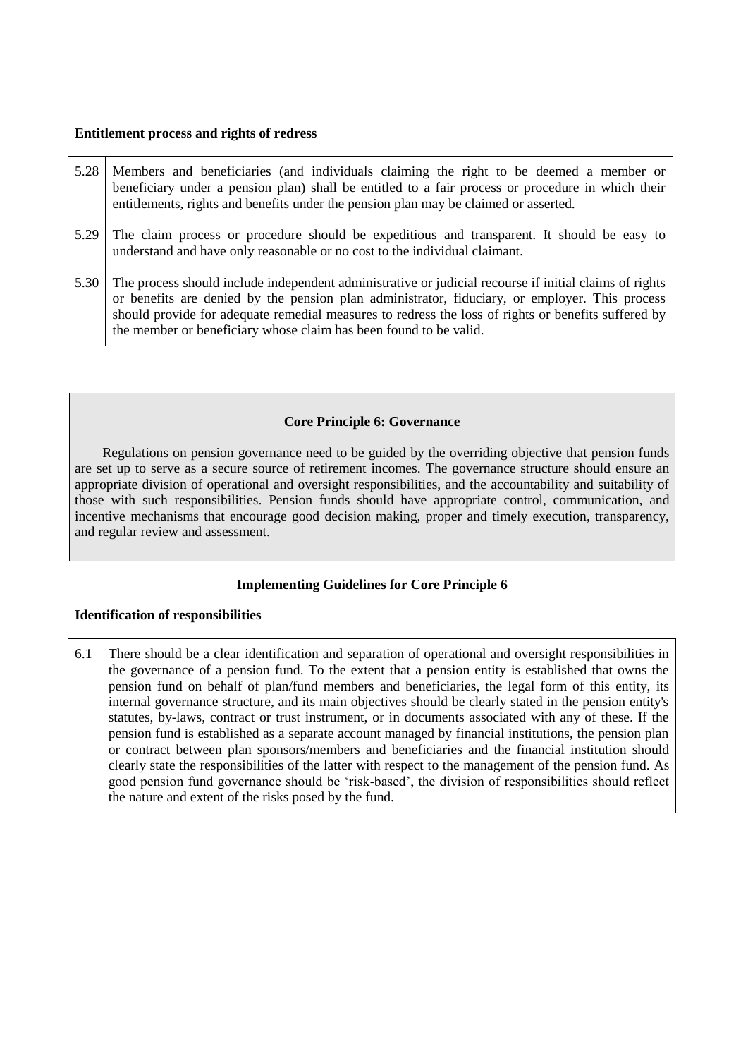**Entitlement process and rights of redress**

| | |
|---|---|
| 5.28 | Members and beneficiaries (and individuals claiming the right to be deemed a member or beneficiary under a pension plan) shall be entitled to a fair process or procedure in which their entitlements, rights and benefits under the pension plan may be claimed or asserted. |
| 5.29 | The claim process or procedure should be expeditious and transparent. It should be easy to understand and have only reasonable or no cost to the individual claimant. |
| 5.30 | The process should include independent administrative or judicial recourse if initial claims of rights or benefits are denied by the pension plan administrator, fiduciary, or employer. This process should provide for adequate remedial measures to redress the loss of rights or benefits suffered by the member or beneficiary whose claim has been found to be valid. |

**Core Principle 6: Governance**

Regulations on pension governance need to be guided by the overriding objective that pension funds are set up to serve as a secure source of retirement incomes. The governance structure should ensure an appropriate division of operational and oversight responsibilities, and the accountability and suitability of those with such responsibilities. Pension funds should have appropriate control, communication, and incentive mechanisms that encourage good decision making, proper and timely execution, transparency, and regular review and assessment.

**Implementing Guidelines for Core Principle 6**

**Identification of responsibilities**

| | |
|---|---|
| 6.1 | There should be a clear identification and separation of operational and oversight responsibilities in the governance of a pension fund. To the extent that a pension entity is established that owns the pension fund on behalf of plan/fund members and beneficiaries, the legal form of this entity, its internal governance structure, and its main objectives should be clearly stated in the pension entity's statutes, by-laws, contract or trust instrument, or in documents associated with any of these. If the pension fund is established as a separate account managed by financial institutions, the pension plan or contract between plan sponsors/members and beneficiaries and the financial institution should clearly state the responsibilities of the latter with respect to the management of the pension fund. As good pension fund governance should be 'risk-based', the division of responsibilities should reflect the nature and extent of the risks posed by the fund. |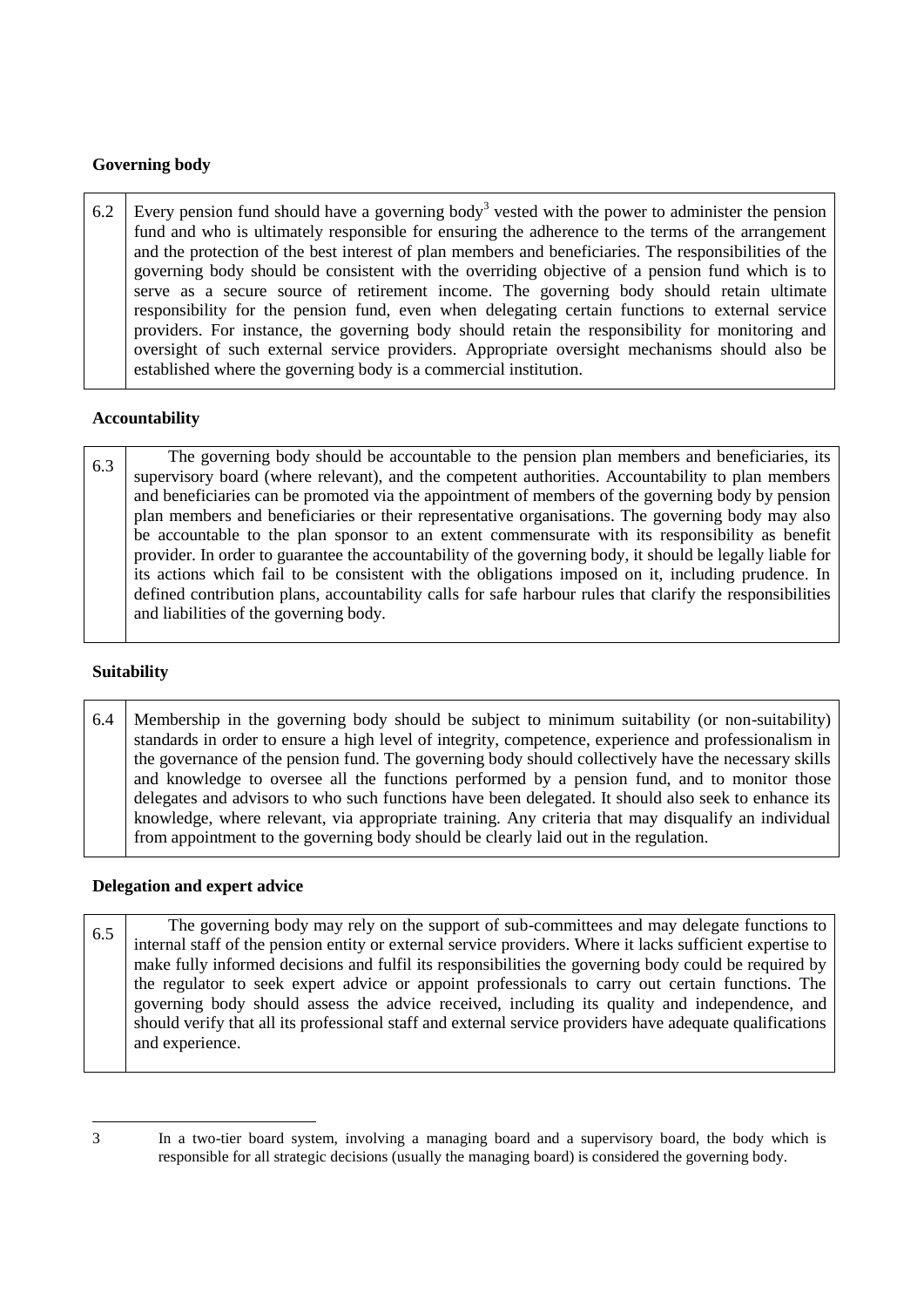**Governing body**

| | |
|---|---|
| 6.2 | Every pension fund should have a governing body[3] vested with the power to administer the pension fund and who is ultimately responsible for ensuring the adherence to the terms of the arrangement and the protection of the best interest of plan members and beneficiaries. The responsibilities of the governing body should be consistent with the overriding objective of a pension fund which is to serve as a secure source of retirement income. The governing body should retain ultimate responsibility for the pension fund, even when delegating certain functions to external service providers. For instance, the governing body should retain the responsibility for monitoring and oversight of such external service providers. Appropriate oversight mechanisms should also be established where the governing body is a commercial institution. |

**Accountability**

| | |
|---|---|
| 6.3 | The governing body should be accountable to the pension plan members and beneficiaries, its supervisory board (where relevant), and the competent authorities. Accountability to plan members and beneficiaries can be promoted via the appointment of members of the governing body by pension plan members and beneficiaries or their representative organisations. The governing body may also be accountable to the plan sponsor to an extent commensurate with its responsibility as benefit provider. In order to guarantee the accountability of the governing body, it should be legally liable for its actions which fail to be consistent with the obligations imposed on it, including prudence. In defined contribution plans, accountability calls for safe harbour rules that clarify the responsibilities and liabilities of the governing body. |

**Suitability**

| | |
|---|---|
| 6.4 | Membership in the governing body should be subject to minimum suitability (or non-suitability) standards in order to ensure a high level of integrity, competence, experience and professionalism in the governance of the pension fund. The governing body should collectively have the necessary skills and knowledge to oversee all the functions performed by a pension fund, and to monitor those delegates and advisors to who such functions have been delegated. It should also seek to enhance its knowledge, where relevant, via appropriate training. Any criteria that may disqualify an individual from appointment to the governing body should be clearly laid out in the regulation. |

**Delegation and expert advice**

| | |
|---|---|
| 6.5 | The governing body may rely on the support of sub-committees and may delegate functions to internal staff of the pension entity or external service providers. Where it lacks sufficient expertise to make fully informed decisions and fulfil its responsibilities the governing body could be required by the regulator to seek expert advice or appoint professionals to carry out certain functions. The governing body should assess the advice received, including its quality and independence, and should verify that all its professional staff and external service providers have adequate qualifications and experience. |

3 In a two-tier board system, involving a managing board and a supervisory board, the body which is responsible for all strategic decisions (usually the managing board) is considered the governing body.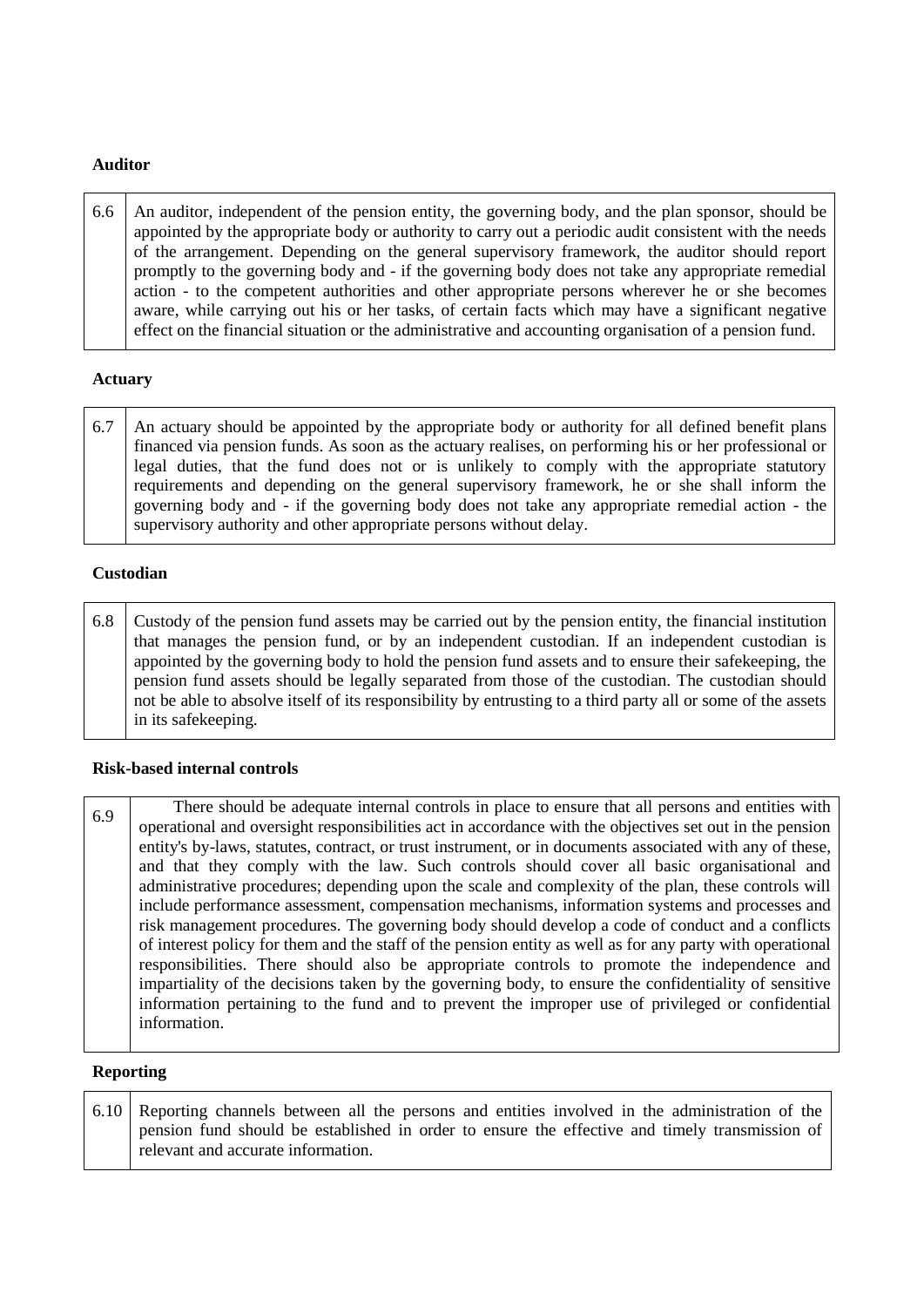**Auditor**

| | |
|---|---|
| 6.6 | An auditor, independent of the pension entity, the governing body, and the plan sponsor, should be appointed by the appropriate body or authority to carry out a periodic audit consistent with the needs of the arrangement. Depending on the general supervisory framework, the auditor should report promptly to the governing body and - if the governing body does not take any appropriate remedial action - to the competent authorities and other appropriate persons wherever he or she becomes aware, while carrying out his or her tasks, of certain facts which may have a significant negative effect on the financial situation or the administrative and accounting organisation of a pension fund. |

**Actuary**

| | |
|---|---|
| 6.7 | An actuary should be appointed by the appropriate body or authority for all defined benefit plans financed via pension funds. As soon as the actuary realises, on performing his or her professional or legal duties, that the fund does not or is unlikely to comply with the appropriate statutory requirements and depending on the general supervisory framework, he or she shall inform the governing body and - if the governing body does not take any appropriate remedial action - the supervisory authority and other appropriate persons without delay. |

**Custodian**

| | |
|---|---|
| 6.8 | Custody of the pension fund assets may be carried out by the pension entity, the financial institution that manages the pension fund, or by an independent custodian. If an independent custodian is appointed by the governing body to hold the pension fund assets and to ensure their safekeeping, the pension fund assets should be legally separated from those of the custodian. The custodian should not be able to absolve itself of its responsibility by entrusting to a third party all or some of the assets in its safekeeping. |

**Risk-based internal controls**

| | |
|---|---|
| 6.9 | There should be adequate internal controls in place to ensure that all persons and entities with operational and oversight responsibilities act in accordance with the objectives set out in the pension entity's by-laws, statutes, contract, or trust instrument, or in documents associated with any of these, and that they comply with the law. Such controls should cover all basic organisational and administrative procedures; depending upon the scale and complexity of the plan, these controls will include performance assessment, compensation mechanisms, information systems and processes and risk management procedures. The governing body should develop a code of conduct and a conflicts of interest policy for them and the staff of the pension entity as well as for any party with operational responsibilities. There should also be appropriate controls to promote the independence and impartiality of the decisions taken by the governing body, to ensure the confidentiality of sensitive information pertaining to the fund and to prevent the improper use of privileged or confidential information. |

**Reporting**

| | |
|---|---|
| 6.10 | Reporting channels between all the persons and entities involved in the administration of the pension fund should be established in order to ensure the effective and timely transmission of relevant and accurate information. |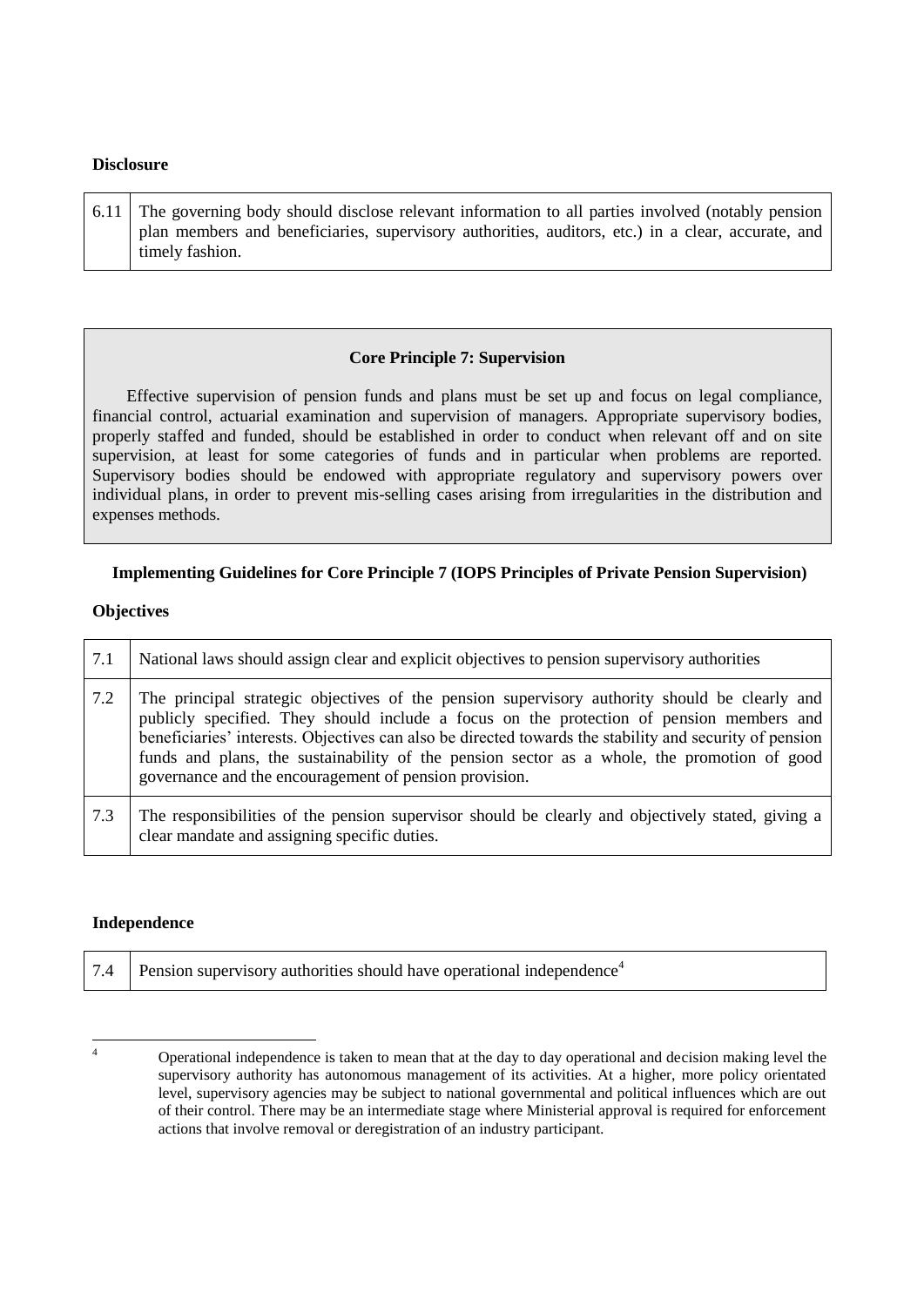**Disclosure**

| | |
|---|---|
| 6.11 | The governing body should disclose relevant information to all parties involved (notably pension plan members and beneficiaries, supervisory authorities, auditors, etc.) in a clear, accurate, and timely fashion. |

**Core Principle 7: Supervision**

Effective supervision of pension funds and plans must be set up and focus on legal compliance, financial control, actuarial examination and supervision of managers. Appropriate supervisory bodies, properly staffed and funded, should be established in order to conduct when relevant off and on site supervision, at least for some categories of funds and in particular when problems are reported. Supervisory bodies should be endowed with appropriate regulatory and supervisory powers over individual plans, in order to prevent mis-selling cases arising from irregularities in the distribution and expenses methods.

**Implementing Guidelines for Core Principle 7 (IOPS Principles of Private Pension Supervision)**

**Objectives**

| | |
|---|---|
| 7.1 | National laws should assign clear and explicit objectives to pension supervisory authorities |
| 7.2 | The principal strategic objectives of the pension supervisory authority should be clearly and publicly specified. They should include a focus on the protection of pension members and beneficiaries' interests. Objectives can also be directed towards the stability and security of pension funds and plans, the sustainability of the pension sector as a whole, the promotion of good governance and the encouragement of pension provision. |
| 7.3 | The responsibilities of the pension supervisor should be clearly and objectively stated, giving a clear mandate and assigning specific duties. |

**Independence**

| | |
|---|---|
| 7.4 | Pension supervisory authorities should have operational independence[4] |

[4] Operational independence is taken to mean that at the day to day operational and decision making level the supervisory authority has autonomous management of its activities. At a higher, more policy orientated level, supervisory agencies may be subject to national governmental and political influences which are out of their control. There may be an intermediate stage where Ministerial approval is required for enforcement actions that involve removal or deregistration of an industry participant.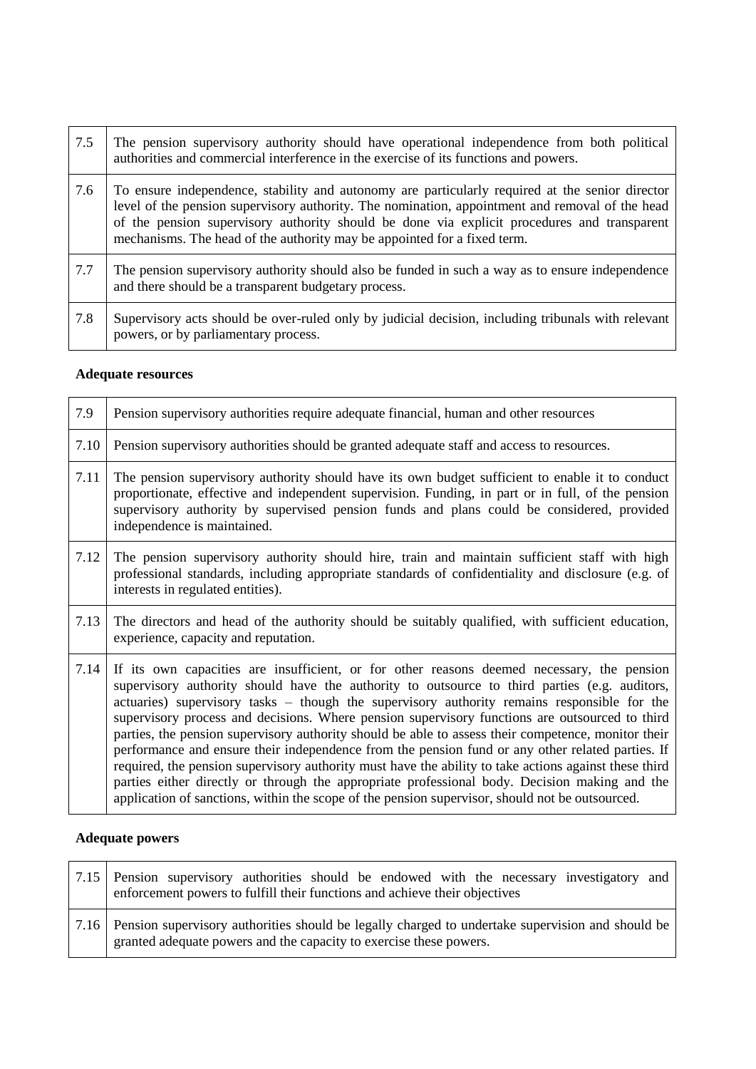| | |
|---|---|
| 7.5 | The pension supervisory authority should have operational independence from both political authorities and commercial interference in the exercise of its functions and powers. |
| 7.6 | To ensure independence, stability and autonomy are particularly required at the senior director level of the pension supervisory authority. The nomination, appointment and removal of the head of the pension supervisory authority should be done via explicit procedures and transparent mechanisms. The head of the authority may be appointed for a fixed term. |
| 7.7 | The pension supervisory authority should also be funded in such a way as to ensure independence and there should be a transparent budgetary process. |
| 7.8 | Supervisory acts should be over-ruled only by judicial decision, including tribunals with relevant powers, or by parliamentary process. |

**Adequate resources**

| | |
|---|---|
| 7.9 | Pension supervisory authorities require adequate financial, human and other resources |
| 7.10 | Pension supervisory authorities should be granted adequate staff and access to resources. |
| 7.11 | The pension supervisory authority should have its own budget sufficient to enable it to conduct proportionate, effective and independent supervision. Funding, in part or in full, of the pension supervisory authority by supervised pension funds and plans could be considered, provided independence is maintained. |
| 7.12 | The pension supervisory authority should hire, train and maintain sufficient staff with high professional standards, including appropriate standards of confidentiality and disclosure (e.g. of interests in regulated entities). |
| 7.13 | The directors and head of the authority should be suitably qualified, with sufficient education, experience, capacity and reputation. |
| 7.14 | If its own capacities are insufficient, or for other reasons deemed necessary, the pension supervisory authority should have the authority to outsource to third parties (e.g. auditors, actuaries) supervisory tasks – though the supervisory authority remains responsible for the supervisory process and decisions. Where pension supervisory functions are outsourced to third parties, the pension supervisory authority should be able to assess their competence, monitor their performance and ensure their independence from the pension fund or any other related parties. If required, the pension supervisory authority must have the ability to take actions against these third parties either directly or through the appropriate professional body. Decision making and the application of sanctions, within the scope of the pension supervisor, should not be outsourced. |

**Adequate powers**

| | |
|---|---|
| 7.15 | Pension supervisory authorities should be endowed with the necessary investigatory and enforcement powers to fulfill their functions and achieve their objectives |
| 7.16 | Pension supervisory authorities should be legally charged to undertake supervision and should be granted adequate powers and the capacity to exercise these powers. |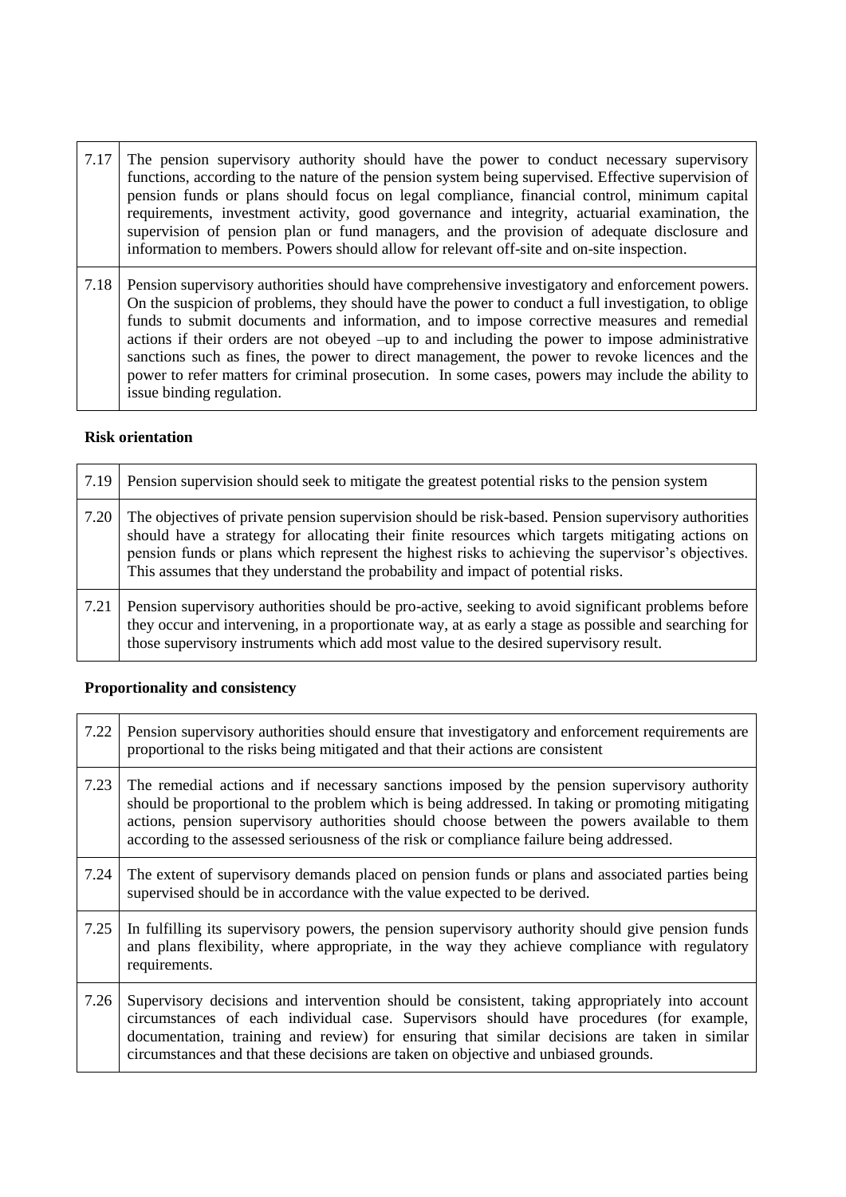| | |
|---|---|
| 7.17 | The pension supervisory authority should have the power to conduct necessary supervisory functions, according to the nature of the pension system being supervised. Effective supervision of pension funds or plans should focus on legal compliance, financial control, minimum capital requirements, investment activity, good governance and integrity, actuarial examination, the supervision of pension plan or fund managers, and the provision of adequate disclosure and information to members. Powers should allow for relevant off-site and on-site inspection. |
| 7.18 | Pension supervisory authorities should have comprehensive investigatory and enforcement powers. On the suspicion of problems, they should have the power to conduct a full investigation, to oblige funds to submit documents and information, and to impose corrective measures and remedial actions if their orders are not obeyed –up to and including the power to impose administrative sanctions such as fines, the power to direct management, the power to revoke licences and the power to refer matters for criminal prosecution. In some cases, powers may include the ability to issue binding regulation. |

**Risk orientation**

| | |
|---|---|
| 7.19 | Pension supervision should seek to mitigate the greatest potential risks to the pension system |
| 7.20 | The objectives of private pension supervision should be risk-based. Pension supervisory authorities should have a strategy for allocating their finite resources which targets mitigating actions on pension funds or plans which represent the highest risks to achieving the supervisor's objectives. This assumes that they understand the probability and impact of potential risks. |
| 7.21 | Pension supervisory authorities should be pro-active, seeking to avoid significant problems before they occur and intervening, in a proportionate way, at as early a stage as possible and searching for those supervisory instruments which add most value to the desired supervisory result. |

**Proportionality and consistency**

| | |
|---|---|
| 7.22 | Pension supervisory authorities should ensure that investigatory and enforcement requirements are proportional to the risks being mitigated and that their actions are consistent |
| 7.23 | The remedial actions and if necessary sanctions imposed by the pension supervisory authority should be proportional to the problem which is being addressed. In taking or promoting mitigating actions, pension supervisory authorities should choose between the powers available to them according to the assessed seriousness of the risk or compliance failure being addressed. |
| 7.24 | The extent of supervisory demands placed on pension funds or plans and associated parties being supervised should be in accordance with the value expected to be derived. |
| 7.25 | In fulfilling its supervisory powers, the pension supervisory authority should give pension funds and plans flexibility, where appropriate, in the way they achieve compliance with regulatory requirements. |
| 7.26 | Supervisory decisions and intervention should be consistent, taking appropriately into account circumstances of each individual case. Supervisors should have procedures (for example, documentation, training and review) for ensuring that similar decisions are taken in similar circumstances and that these decisions are taken on objective and unbiased grounds. |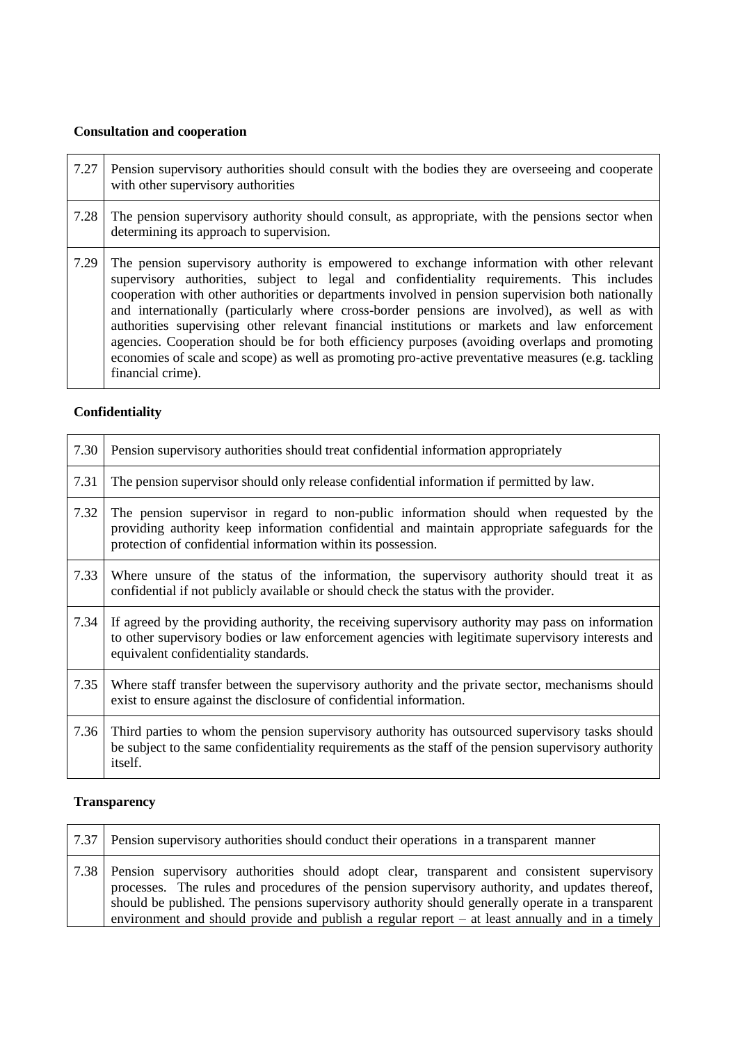**Consultation and cooperation**

| | |
|---|---|
| 7.27 | Pension supervisory authorities should consult with the bodies they are overseeing and cooperate with other supervisory authorities |
| 7.28 | The pension supervisory authority should consult, as appropriate, with the pensions sector when determining its approach to supervision. |
| 7.29 | The pension supervisory authority is empowered to exchange information with other relevant supervisory authorities, subject to legal and confidentiality requirements. This includes cooperation with other authorities or departments involved in pension supervision both nationally and internationally (particularly where cross-border pensions are involved), as well as with authorities supervising other relevant financial institutions or markets and law enforcement agencies. Cooperation should be for both efficiency purposes (avoiding overlaps and promoting economies of scale and scope) as well as promoting pro-active preventative measures (e.g. tackling financial crime). |

**Confidentiality**

| | |
|---|---|
| 7.30 | Pension supervisory authorities should treat confidential information appropriately |
| 7.31 | The pension supervisor should only release confidential information if permitted by law. |
| 7.32 | The pension supervisor in regard to non-public information should when requested by the providing authority keep information confidential and maintain appropriate safeguards for the protection of confidential information within its possession. |
| 7.33 | Where unsure of the status of the information, the supervisory authority should treat it as confidential if not publicly available or should check the status with the provider. |
| 7.34 | If agreed by the providing authority, the receiving supervisory authority may pass on information to other supervisory bodies or law enforcement agencies with legitimate supervisory interests and equivalent confidentiality standards. |
| 7.35 | Where staff transfer between the supervisory authority and the private sector, mechanisms should exist to ensure against the disclosure of confidential information. |
| 7.36 | Third parties to whom the pension supervisory authority has outsourced supervisory tasks should be subject to the same confidentiality requirements as the staff of the pension supervisory authority itself. |

**Transparency**

| | |
|---|---|
| 7.37 | Pension supervisory authorities should conduct their operations in a transparent manner |
| 7.38 | Pension supervisory authorities should adopt clear, transparent and consistent supervisory processes. The rules and procedures of the pension supervisory authority, and updates thereof, should be published. The pensions supervisory authority should generally operate in a transparent environment and should provide and publish a regular report – at least annually and in a timely |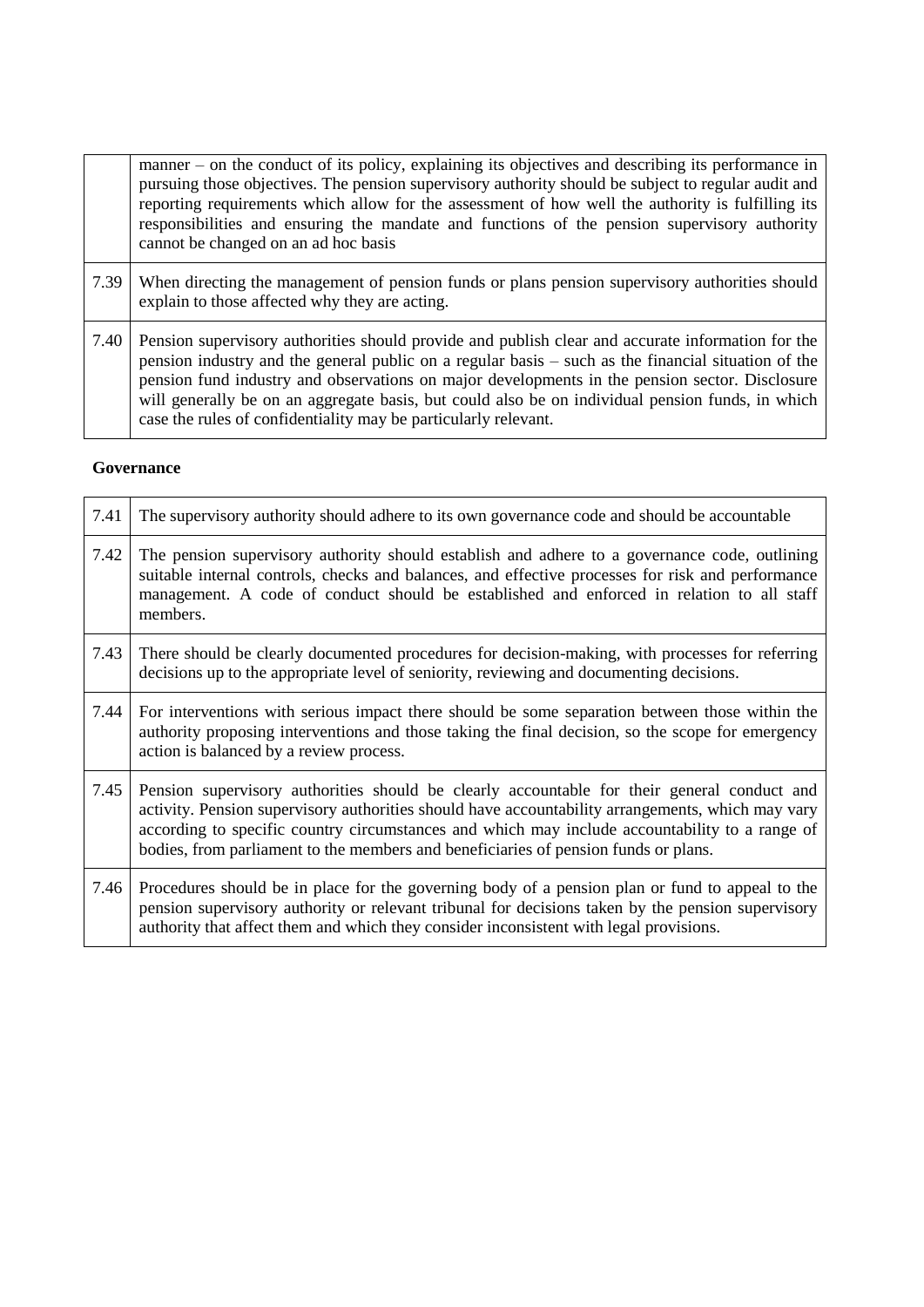| | |
|---|---|
| | manner – on the conduct of its policy, explaining its objectives and describing its performance in pursuing those objectives. The pension supervisory authority should be subject to regular audit and reporting requirements which allow for the assessment of how well the authority is fulfilling its responsibilities and ensuring the mandate and functions of the pension supervisory authority cannot be changed on an ad hoc basis |
| 7.39 | When directing the management of pension funds or plans pension supervisory authorities should explain to those affected why they are acting. |
| 7.40 | Pension supervisory authorities should provide and publish clear and accurate information for the pension industry and the general public on a regular basis – such as the financial situation of the pension fund industry and observations on major developments in the pension sector. Disclosure will generally be on an aggregate basis, but could also be on individual pension funds, in which case the rules of confidentiality may be particularly relevant. |

**Governance**

| | |
|---|---|
| 7.41 | The supervisory authority should adhere to its own governance code and should be accountable |
| 7.42 | The pension supervisory authority should establish and adhere to a governance code, outlining suitable internal controls, checks and balances, and effective processes for risk and performance management. A code of conduct should be established and enforced in relation to all staff members. |
| 7.43 | There should be clearly documented procedures for decision-making, with processes for referring decisions up to the appropriate level of seniority, reviewing and documenting decisions. |
| 7.44 | For interventions with serious impact there should be some separation between those within the authority proposing interventions and those taking the final decision, so the scope for emergency action is balanced by a review process. |
| 7.45 | Pension supervisory authorities should be clearly accountable for their general conduct and activity. Pension supervisory authorities should have accountability arrangements, which may vary according to specific country circumstances and which may include accountability to a range of bodies, from parliament to the members and beneficiaries of pension funds or plans. |
| 7.46 | Procedures should be in place for the governing body of a pension plan or fund to appeal to the pension supervisory authority or relevant tribunal for decisions taken by the pension supervisory authority that affect them and which they consider inconsistent with legal provisions. |